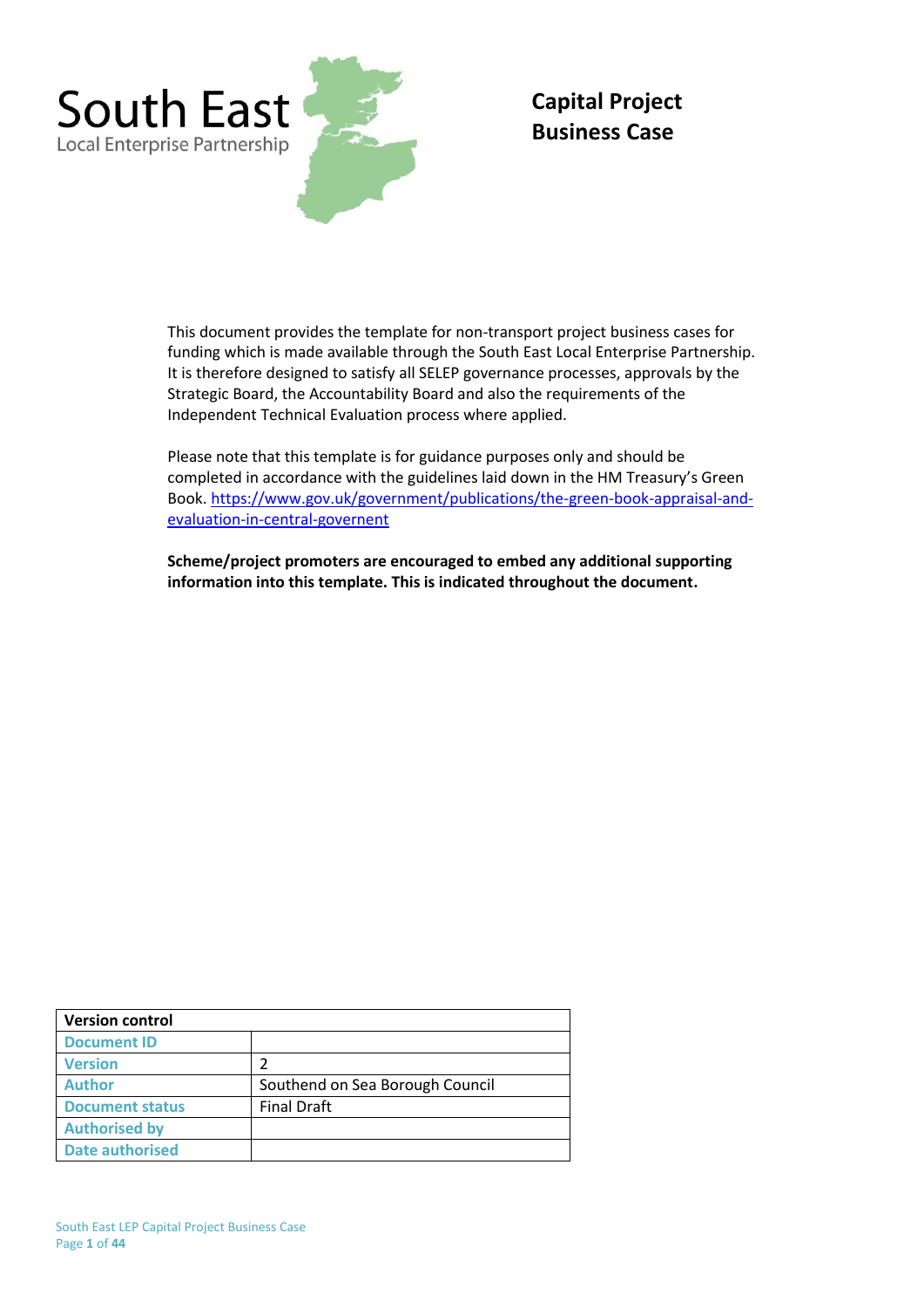South East
Local Enterprise Partnership

# Capital Project Business Case

This document provides the template for non-transport project business cases for funding which is made available through the South East Local Enterprise Partnership. It is therefore designed to satisfy all SELEP governance processes, approvals by the Strategic Board, the Accountability Board and also the requirements of the Independent Technical Evaluation process where applied.

Please note that this template is for guidance purposes only and should be completed in accordance with the guidelines laid down in the HM Treasury's Green Book. https://www.gov.uk/government/publications/the-green-book-appraisal-and-evaluation-in-central-governent

**Scheme/project promoters are encouraged to embed any additional supporting information into this template. This is indicated throughout the document.**

| Version control | |
|---|---|
| Document ID | |
| Version | 2 |
| Author | Southend on Sea Borough Council |
| Document status | Final Draft |
| Authorised by | |
| Date authorised | |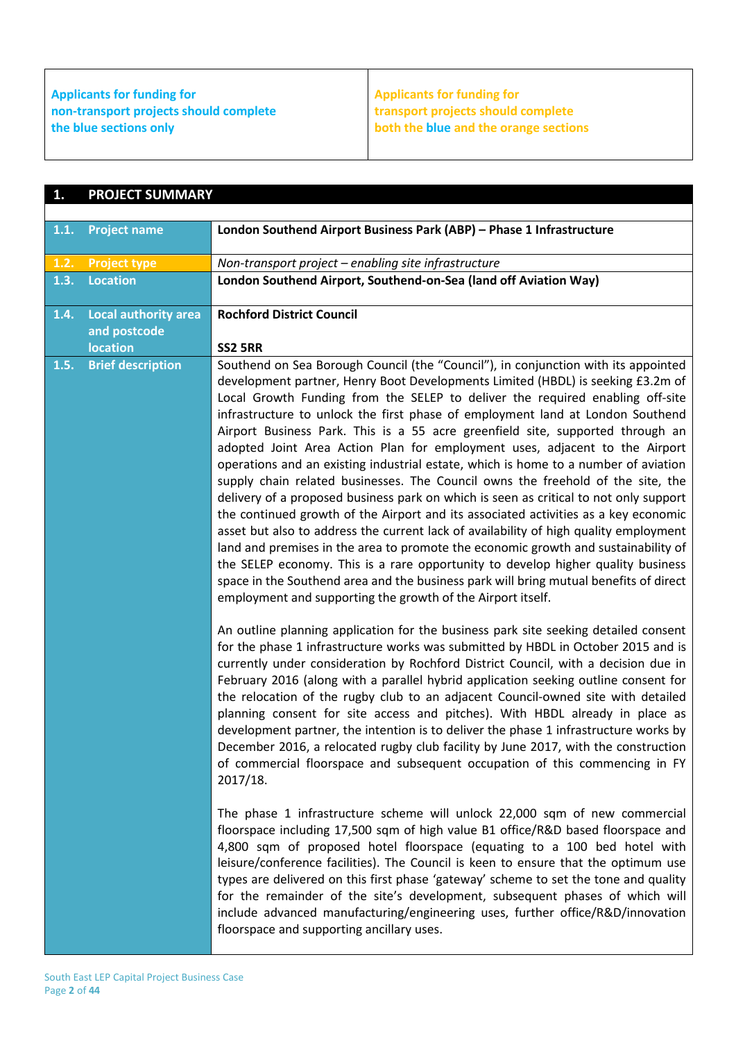| Applicants for funding for non-transport projects should complete the blue sections only | Applicants for funding for transport projects should complete both the blue and the orange sections |
|---|---|

## 1. PROJECT SUMMARY

| | |
|---|---|
| **1.1. Project name** | **London Southend Airport Business Park (ABP) – Phase 1 Infrastructure** |
| **1.2. Project type** | *Non-transport project – enabling site infrastructure* |
| **1.3. Location** | **London Southend Airport, Southend-on-Sea (land off Aviation Way)** |
| **1.4. Local authority area and postcode location** | **Rochford District Council**<br><br>**SS2 5RR** |
| **1.5. Brief description** | Southend on Sea Borough Council (the "Council"), in conjunction with its appointed development partner, Henry Boot Developments Limited (HBDL) is seeking £3.2m of Local Growth Funding from the SELEP to deliver the required enabling off-site infrastructure to unlock the first phase of employment land at London Southend Airport Business Park. This is a 55 acre greenfield site, supported through an adopted Joint Area Action Plan for employment uses, adjacent to the Airport operations and an existing industrial estate, which is home to a number of aviation supply chain related businesses. The Council owns the freehold of the site, the delivery of a proposed business park on which is seen as critical to not only support the continued growth of the Airport and its associated activities as a key economic asset but also to address the current lack of availability of high quality employment land and premises in the area to promote the economic growth and sustainability of the SELEP economy. This is a rare opportunity to develop higher quality business space in the Southend area and the business park will bring mutual benefits of direct employment and supporting the growth of the Airport itself.<br><br>An outline planning application for the business park site seeking detailed consent for the phase 1 infrastructure works was submitted by HBDL in October 2015 and is currently under consideration by Rochford District Council, with a decision due in February 2016 (along with a parallel hybrid application seeking outline consent for the relocation of the rugby club to an adjacent Council-owned site with detailed planning consent for site access and pitches). With HBDL already in place as development partner, the intention is to deliver the phase 1 infrastructure works by December 2016, a relocated rugby club facility by June 2017, with the construction of commercial floorspace and subsequent occupation of this commencing in FY 2017/18.<br><br>The phase 1 infrastructure scheme will unlock 22,000 sqm of new commercial floorspace including 17,500 sqm of high value B1 office/R&D based floorspace and 4,800 sqm of proposed hotel floorspace (equating to a 100 bed hotel with leisure/conference facilities). The Council is keen to ensure that the optimum use types are delivered on this first phase 'gateway' scheme to set the tone and quality for the remainder of the site's development, subsequent phases of which will include advanced manufacturing/engineering uses, further office/R&D/innovation floorspace and supporting ancillary uses. |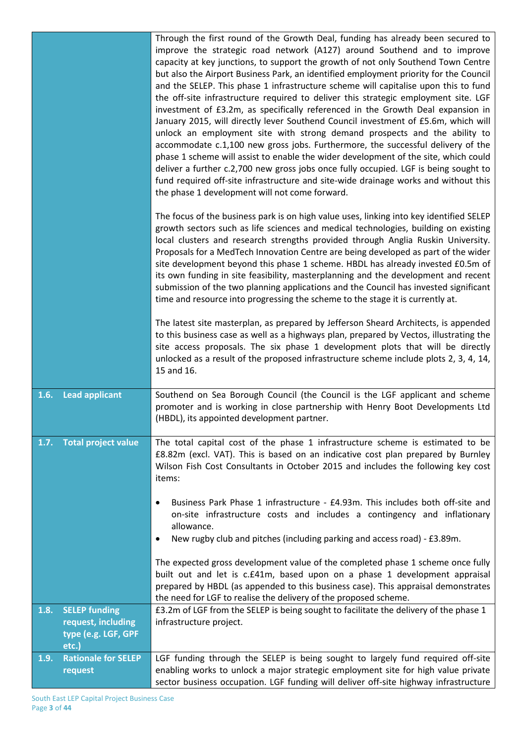| | |
|---|---|
| | Through the first round of the Growth Deal, funding has already been secured to improve the strategic road network (A127) around Southend and to improve capacity at key junctions, to support the growth of not only Southend Town Centre but also the Airport Business Park, an identified employment priority for the Council and the SELEP. This phase 1 infrastructure scheme will capitalise upon this to fund the off-site infrastructure required to deliver this strategic employment site. LGF investment of £3.2m, as specifically referenced in the Growth Deal expansion in January 2015, will directly lever Southend Council investment of £5.6m, which will unlock an employment site with strong demand prospects and the ability to accommodate c.1,100 new gross jobs. Furthermore, the successful delivery of the phase 1 scheme will assist to enable the wider development of the site, which could deliver a further c.2,700 new gross jobs once fully occupied. LGF is being sought to fund required off-site infrastructure and site-wide drainage works and without this the phase 1 development will not come forward.<br><br>The focus of the business park is on high value uses, linking into key identified SELEP growth sectors such as life sciences and medical technologies, building on existing local clusters and research strengths provided through Anglia Ruskin University. Proposals for a MedTech Innovation Centre are being developed as part of the wider site development beyond this phase 1 scheme. HBDL has already invested £0.5m of its own funding in site feasibility, masterplanning and the development and recent submission of the two planning applications and the Council has invested significant time and resource into progressing the scheme to the stage it is currently at.<br><br>The latest site masterplan, as prepared by Jefferson Sheard Architects, is appended to this business case as well as a highways plan, prepared by Vectos, illustrating the site access proposals. The six phase 1 development plots that will be directly unlocked as a result of the proposed infrastructure scheme include plots 2, 3, 4, 14, 15 and 16. |
| **1.6. Lead applicant** | Southend on Sea Borough Council (the Council is the LGF applicant and scheme promoter and is working in close partnership with Henry Boot Developments Ltd (HBDL), its appointed development partner. |
| **1.7. Total project value** | The total capital cost of the phase 1 infrastructure scheme is estimated to be £8.82m (excl. VAT). This is based on an indicative cost plan prepared by Burnley Wilson Fish Cost Consultants in October 2015 and includes the following key cost items:<br><br>• Business Park Phase 1 infrastructure - £4.93m. This includes both off-site and on-site infrastructure costs and includes a contingency and inflationary allowance.<br>• New rugby club and pitches (including parking and access road) - £3.89m.<br><br>The expected gross development value of the completed phase 1 scheme once fully built out and let is c.£41m, based upon on a phase 1 development appraisal prepared by HBDL (as appended to this business case). This appraisal demonstrates the need for LGF to realise the delivery of the proposed scheme. |
| **1.8. SELEP funding request, including type (e.g. LGF, GPF etc.)** | £3.2m of LGF from the SELEP is being sought to facilitate the delivery of the phase 1 infrastructure project. |
| **1.9. Rationale for SELEP request** | LGF funding through the SELEP is being sought to largely fund required off-site enabling works to unlock a major strategic employment site for high value private sector business occupation. LGF funding will deliver off-site highway infrastructure |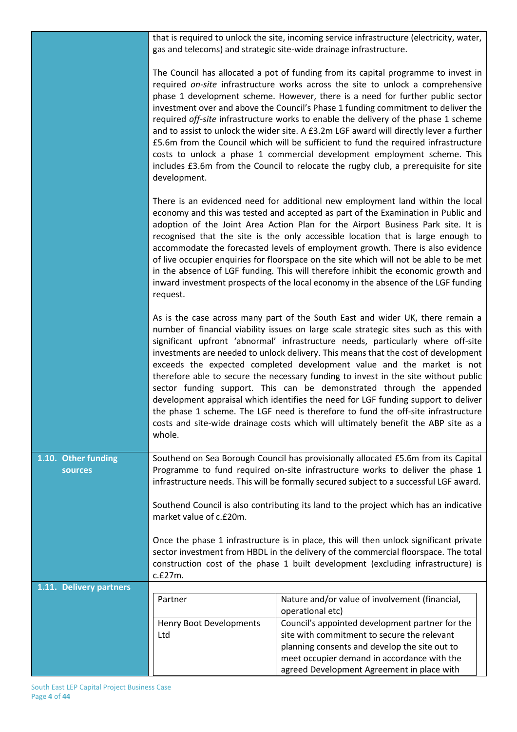| | |
|---|---|
| | that is required to unlock the site, incoming service infrastructure (electricity, water, gas and telecoms) and strategic site-wide drainage infrastructure.<br><br>The Council has allocated a pot of funding from its capital programme to invest in required *on-site* infrastructure works across the site to unlock a comprehensive phase 1 development scheme. However, there is a need for further public sector investment over and above the Council's Phase 1 funding commitment to deliver the required *off-site* infrastructure works to enable the delivery of the phase 1 scheme and to assist to unlock the wider site. A £3.2m LGF award will directly lever a further £5.6m from the Council which will be sufficient to fund the required infrastructure costs to unlock a phase 1 commercial development employment scheme. This includes £3.6m from the Council to relocate the rugby club, a prerequisite for site development.<br><br>There is an evidenced need for additional new employment land within the local economy and this was tested and accepted as part of the Examination in Public and adoption of the Joint Area Action Plan for the Airport Business Park site. It is recognised that the site is the only accessible location that is large enough to accommodate the forecasted levels of employment growth. There is also evidence of live occupier enquiries for floorspace on the site which will not be able to be met in the absence of LGF funding. This will therefore inhibit the economic growth and inward investment prospects of the local economy in the absence of the LGF funding request.<br><br>As is the case across many part of the South East and wider UK, there remain a number of financial viability issues on large scale strategic sites such as this with significant upfront 'abnormal' infrastructure needs, particularly where off-site investments are needed to unlock delivery. This means that the cost of development exceeds the expected completed development value and the market is not therefore able to secure the necessary funding to invest in the site without public sector funding support. This can be demonstrated through the appended development appraisal which identifies the need for LGF funding support to deliver the phase 1 scheme. The LGF need is therefore to fund the off-site infrastructure costs and site-wide drainage costs which will ultimately benefit the ABP site as a whole. |
| **1.10. Other funding sources** | Southend on Sea Borough Council has provisionally allocated £5.6m from its Capital Programme to fund required on-site infrastructure works to deliver the phase 1 infrastructure needs. This will be formally secured subject to a successful LGF award.<br><br>Southend Council is also contributing its land to the project which has an indicative market value of c.£20m.<br><br>Once the phase 1 infrastructure is in place, this will then unlock significant private sector investment from HBDL in the delivery of the commercial floorspace. The total construction cost of the phase 1 built development (excluding infrastructure) is c.£27m. |
| **1.11. Delivery partners** | |

| Partner | Nature and/or value of involvement (financial, operational etc) |
|---|---|
| Henry Boot Developments Ltd | Council's appointed development partner for the site with commitment to secure the relevant planning consents and develop the site out to meet occupier demand in accordance with the agreed Development Agreement in place with |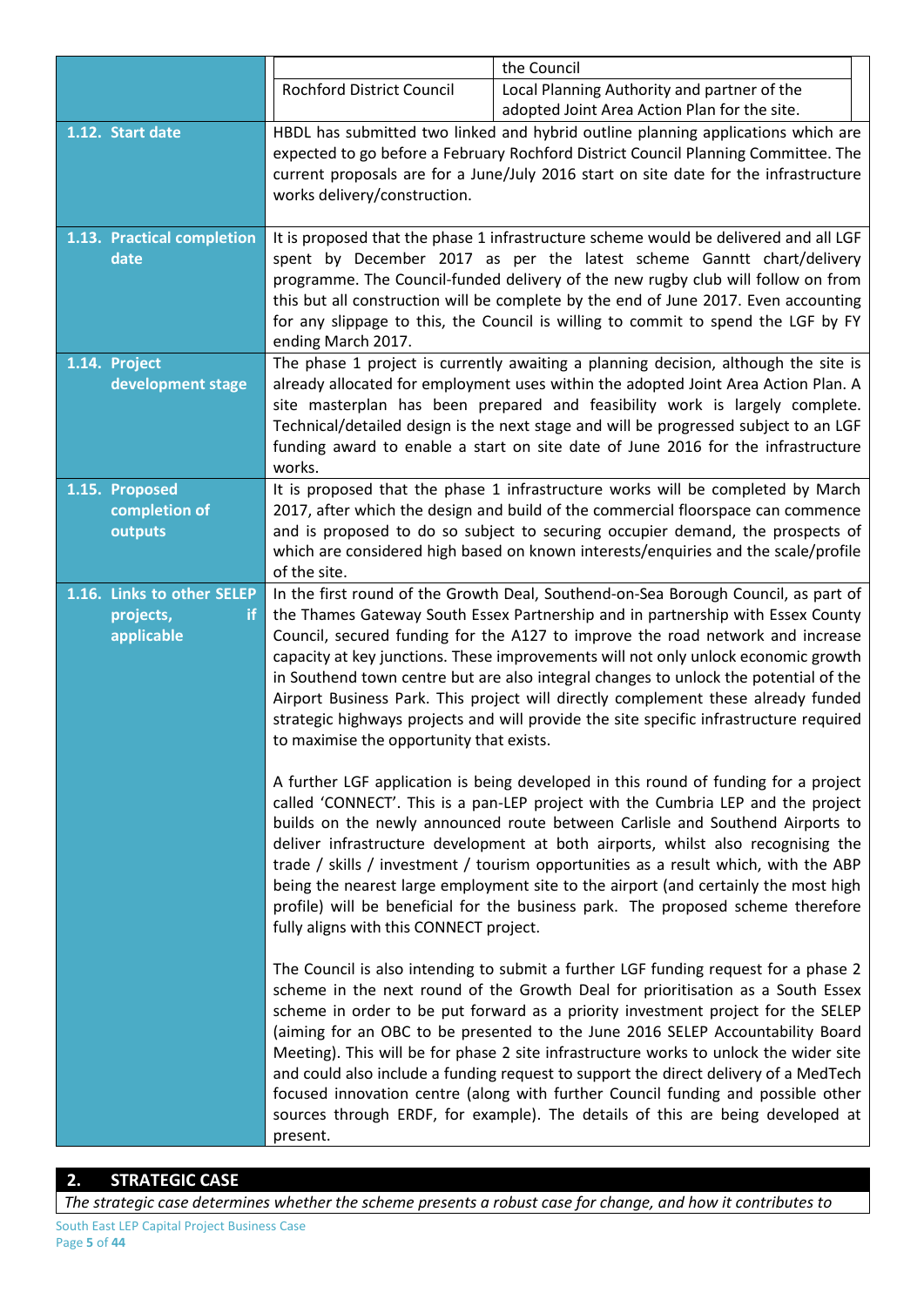| | | |
|---|---|---|
| | | the Council |
| | Rochford District Council | Local Planning Authority and partner of the adopted Joint Area Action Plan for the site. |

| | |
|---|---|
| **1.12. Start date** | HBDL has submitted two linked and hybrid outline planning applications which are expected to go before a February Rochford District Council Planning Committee. The current proposals are for a June/July 2016 start on site date for the infrastructure works delivery/construction. |
| **1.13. Practical completion date** | It is proposed that the phase 1 infrastructure scheme would be delivered and all LGF spent by December 2017 as per the latest scheme Ganntt chart/delivery programme. The Council-funded delivery of the new rugby club will follow on from this but all construction will be complete by the end of June 2017. Even accounting for any slippage to this, the Council is willing to commit to spend the LGF by FY ending March 2017. |
| **1.14. Project development stage** | The phase 1 project is currently awaiting a planning decision, although the site is already allocated for employment uses within the adopted Joint Area Action Plan. A site masterplan has been prepared and feasibility work is largely complete. Technical/detailed design is the next stage and will be progressed subject to an LGF funding award to enable a start on site date of June 2016 for the infrastructure works. |
| **1.15. Proposed completion of outputs** | It is proposed that the phase 1 infrastructure works will be completed by March 2017, after which the design and build of the commercial floorspace can commence and is proposed to do so subject to securing occupier demand, the prospects of which are considered high based on known interests/enquiries and the scale/profile of the site. |
| **1.16. Links to other SELEP projects, if applicable** | In the first round of the Growth Deal, Southend-on-Sea Borough Council, as part of the Thames Gateway South Essex Partnership and in partnership with Essex County Council, secured funding for the A127 to improve the road network and increase capacity at key junctions. These improvements will not only unlock economic growth in Southend town centre but are also integral changes to unlock the potential of the Airport Business Park. This project will directly complement these already funded strategic highways projects and will provide the site specific infrastructure required to maximise the opportunity that exists.<br><br>A further LGF application is being developed in this round of funding for a project called 'CONNECT'. This is a pan-LEP project with the Cumbria LEP and the project builds on the newly announced route between Carlisle and Southend Airports to deliver infrastructure development at both airports, whilst also recognising the trade / skills / investment / tourism opportunities as a result which, with the ABP being the nearest large employment site to the airport (and certainly the most high profile) will be beneficial for the business park. The proposed scheme therefore fully aligns with this CONNECT project.<br><br>The Council is also intending to submit a further LGF funding request for a phase 2 scheme in the next round of the Growth Deal for prioritisation as a South Essex scheme in order to be put forward as a priority investment project for the SELEP (aiming for an OBC to be presented to the June 2016 SELEP Accountability Board Meeting). This will be for phase 2 site infrastructure works to unlock the wider site and could also include a funding request to support the direct delivery of a MedTech focused innovation centre (along with further Council funding and possible other sources through ERDF, for example). The details of this are being developed at present. |

## 2. STRATEGIC CASE

*The strategic case determines whether the scheme presents a robust case for change, and how it contributes to*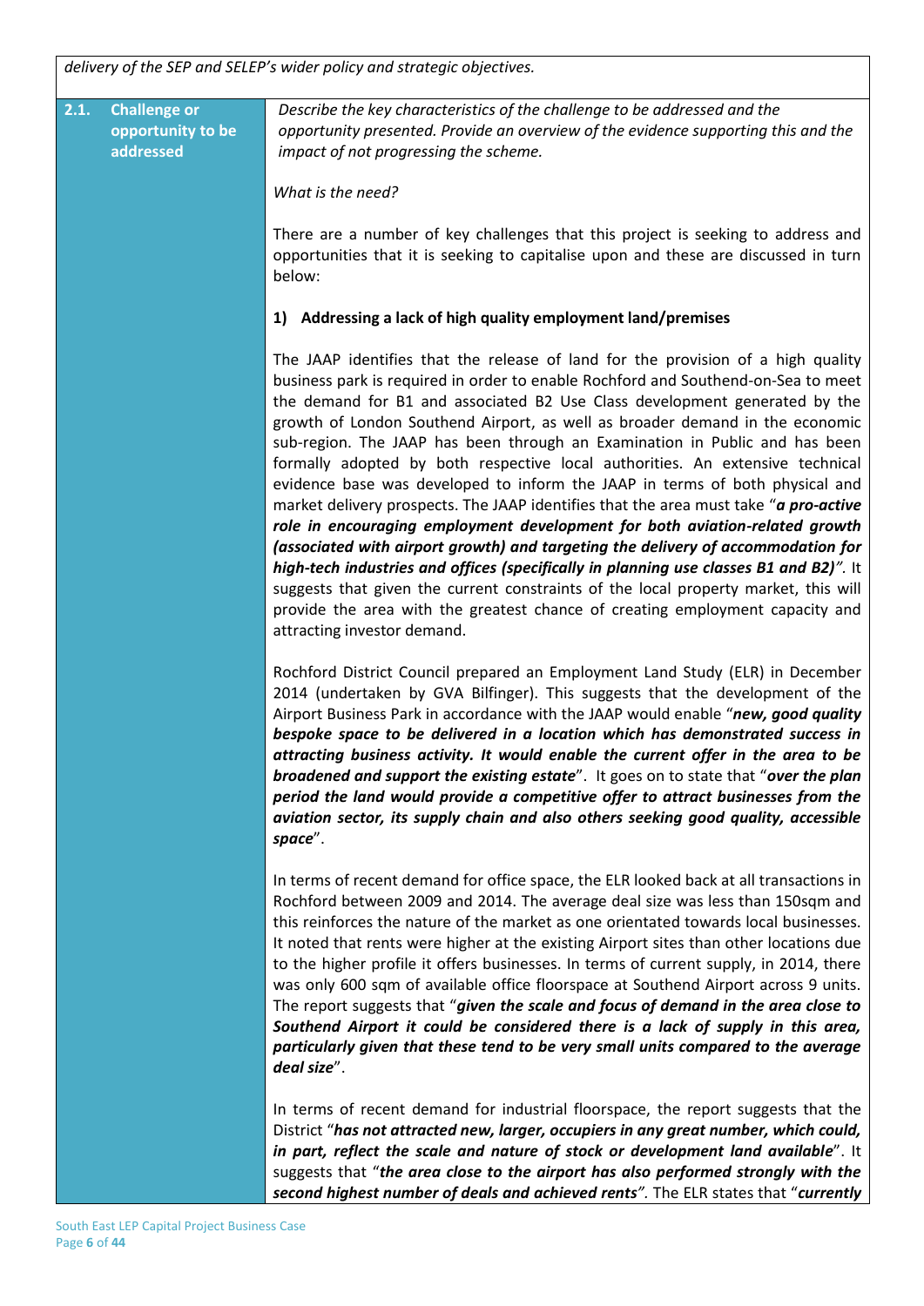*delivery of the SEP and SELEP's wider policy and strategic objectives.*

| 2.1. | Challenge or opportunity to be addressed | |
|---|---|---|

**2.1. Challenge or opportunity to be addressed**

*Describe the key characteristics of the challenge to be addressed and the opportunity presented. Provide an overview of the evidence supporting this and the impact of not progressing the scheme.*

*What is the need?*

There are a number of key challenges that this project is seeking to address and opportunities that it is seeking to capitalise upon and these are discussed in turn below:

**1) Addressing a lack of high quality employment land/premises**

The JAAP identifies that the release of land for the provision of a high quality business park is required in order to enable Rochford and Southend-on-Sea to meet the demand for B1 and associated B2 Use Class development generated by the growth of London Southend Airport, as well as broader demand in the economic sub-region. The JAAP has been through an Examination in Public and has been formally adopted by both respective local authorities. An extensive technical evidence base was developed to inform the JAAP in terms of both physical and market delivery prospects. The JAAP identifies that the area must take "***a pro-active role in encouraging employment development for both aviation-related growth (associated with airport growth) and targeting the delivery of accommodation for high-tech industries and offices (specifically in planning use classes B1 and B2)***". It suggests that given the current constraints of the local property market, this will provide the area with the greatest chance of creating employment capacity and attracting investor demand.

Rochford District Council prepared an Employment Land Study (ELR) in December 2014 (undertaken by GVA Bilfinger). This suggests that the development of the Airport Business Park in accordance with the JAAP would enable "***new, good quality bespoke space to be delivered in a location which has demonstrated success in attracting business activity. It would enable the current offer in the area to be broadened and support the existing estate***". It goes on to state that "***over the plan period the land would provide a competitive offer to attract businesses from the aviation sector, its supply chain and also others seeking good quality, accessible space***".

In terms of recent demand for office space, the ELR looked back at all transactions in Rochford between 2009 and 2014. The average deal size was less than 150sqm and this reinforces the nature of the market as one orientated towards local businesses. It noted that rents were higher at the existing Airport sites than other locations due to the higher profile it offers businesses. In terms of current supply, in 2014, there was only 600 sqm of available office floorspace at Southend Airport across 9 units. The report suggests that "***given the scale and focus of demand in the area close to Southend Airport it could be considered there is a lack of supply in this area, particularly given that these tend to be very small units compared to the average deal size***".

In terms of recent demand for industrial floorspace, the report suggests that the District "***has not attracted new, larger, occupiers in any great number, which could, in part, reflect the scale and nature of stock or development land available***". It suggests that "***the area close to the airport has also performed strongly with the second highest number of deals and achieved rents***". The ELR states that "***currently***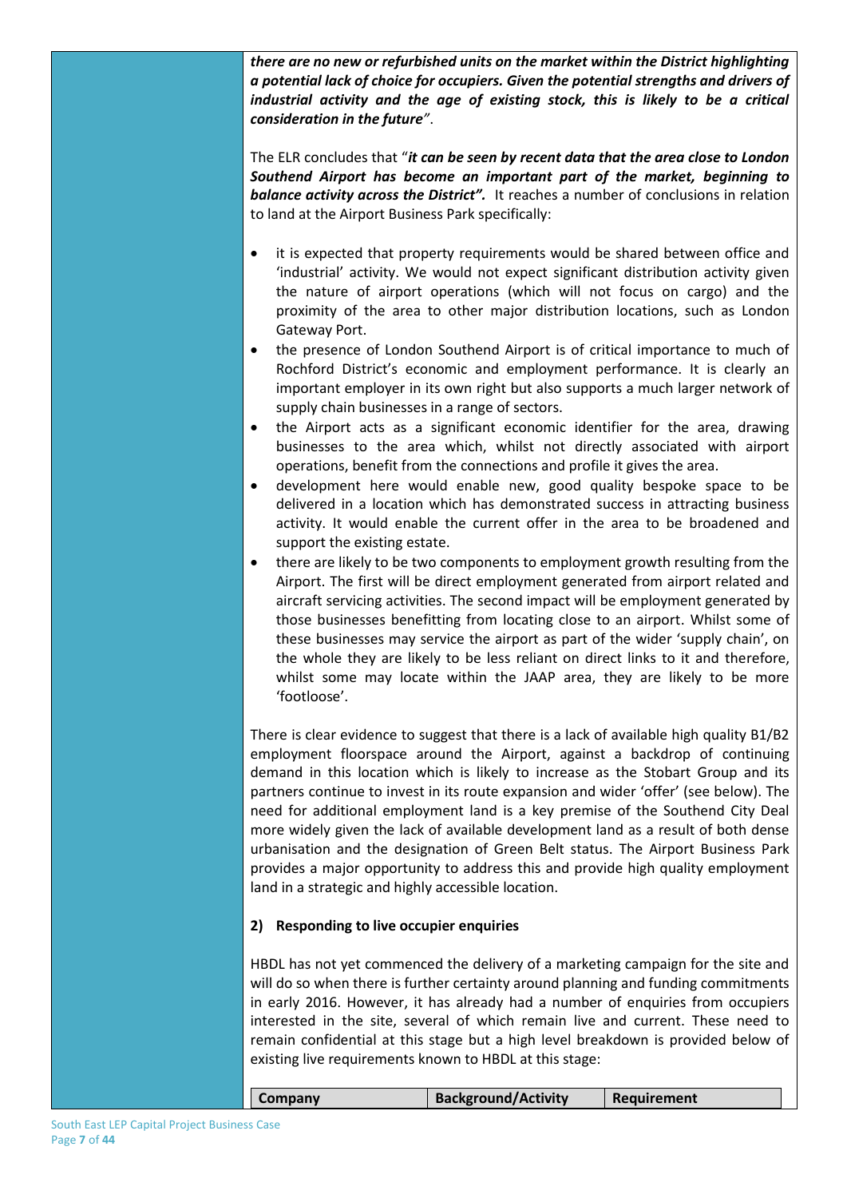***there are no new or refurbished units on the market within the District highlighting a potential lack of choice for occupiers. Given the potential strengths and drivers of industrial activity and the age of existing stock, this is likely to be a critical consideration in the future"***.

The ELR concludes that "***it can be seen by recent data that the area close to London Southend Airport has become an important part of the market, beginning to balance activity across the District".*** It reaches a number of conclusions in relation to land at the Airport Business Park specifically:

- it is expected that property requirements would be shared between office and 'industrial' activity. We would not expect significant distribution activity given the nature of airport operations (which will not focus on cargo) and the proximity of the area to other major distribution locations, such as London Gateway Port.
- the presence of London Southend Airport is of critical importance to much of Rochford District's economic and employment performance. It is clearly an important employer in its own right but also supports a much larger network of supply chain businesses in a range of sectors.
- the Airport acts as a significant economic identifier for the area, drawing businesses to the area which, whilst not directly associated with airport operations, benefit from the connections and profile it gives the area.
- development here would enable new, good quality bespoke space to be delivered in a location which has demonstrated success in attracting business activity. It would enable the current offer in the area to be broadened and support the existing estate.
- there are likely to be two components to employment growth resulting from the Airport. The first will be direct employment generated from airport related and aircraft servicing activities. The second impact will be employment generated by those businesses benefitting from locating close to an airport. Whilst some of these businesses may service the airport as part of the wider 'supply chain', on the whole they are likely to be less reliant on direct links to it and therefore, whilst some may locate within the JAAP area, they are likely to be more 'footloose'.

There is clear evidence to suggest that there is a lack of available high quality B1/B2 employment floorspace around the Airport, against a backdrop of continuing demand in this location which is likely to increase as the Stobart Group and its partners continue to invest in its route expansion and wider 'offer' (see below). The need for additional employment land is a key premise of the Southend City Deal more widely given the lack of available development land as a result of both dense urbanisation and the designation of Green Belt status. The Airport Business Park provides a major opportunity to address this and provide high quality employment land in a strategic and highly accessible location.

**2) Responding to live occupier enquiries**

HBDL has not yet commenced the delivery of a marketing campaign for the site and will do so when there is further certainty around planning and funding commitments in early 2016. However, it has already had a number of enquiries from occupiers interested in the site, several of which remain live and current. These need to remain confidential at this stage but a high level breakdown is provided below of existing live requirements known to HBDL at this stage:

| Company | Background/Activity | Requirement |
| --- | --- | --- |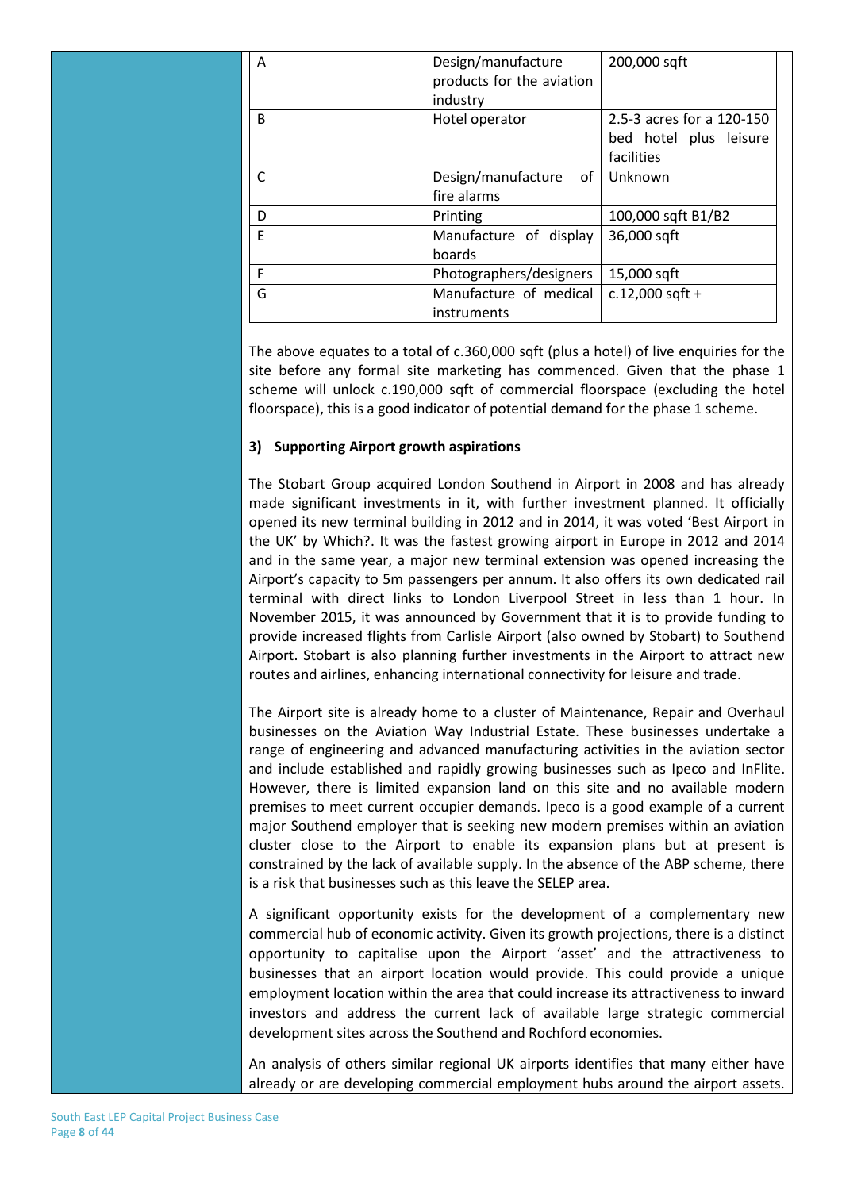| A | Design/manufacture products for the aviation industry | 200,000 sqft |
|---|---|---|
| B | Hotel operator | 2.5-3 acres for a 120-150 bed hotel plus leisure facilities |
| C | Design/manufacture of fire alarms | Unknown |
| D | Printing | 100,000 sqft B1/B2 |
| E | Manufacture of display boards | 36,000 sqft |
| F | Photographers/designers | 15,000 sqft |
| G | Manufacture of medical instruments | c.12,000 sqft + |

The above equates to a total of c.360,000 sqft (plus a hotel) of live enquiries for the site before any formal site marketing has commenced. Given that the phase 1 scheme will unlock c.190,000 sqft of commercial floorspace (excluding the hotel floorspace), this is a good indicator of potential demand for the phase 1 scheme.

**3) Supporting Airport growth aspirations**

The Stobart Group acquired London Southend in Airport in 2008 and has already made significant investments in it, with further investment planned. It officially opened its new terminal building in 2012 and in 2014, it was voted 'Best Airport in the UK' by Which?. It was the fastest growing airport in Europe in 2012 and 2014 and in the same year, a major new terminal extension was opened increasing the Airport's capacity to 5m passengers per annum. It also offers its own dedicated rail terminal with direct links to London Liverpool Street in less than 1 hour. In November 2015, it was announced by Government that it is to provide funding to provide increased flights from Carlisle Airport (also owned by Stobart) to Southend Airport. Stobart is also planning further investments in the Airport to attract new routes and airlines, enhancing international connectivity for leisure and trade.

The Airport site is already home to a cluster of Maintenance, Repair and Overhaul businesses on the Aviation Way Industrial Estate. These businesses undertake a range of engineering and advanced manufacturing activities in the aviation sector and include established and rapidly growing businesses such as Ipeco and InFlite. However, there is limited expansion land on this site and no available modern premises to meet current occupier demands. Ipeco is a good example of a current major Southend employer that is seeking new modern premises within an aviation cluster close to the Airport to enable its expansion plans but at present is constrained by the lack of available supply. In the absence of the ABP scheme, there is a risk that businesses such as this leave the SELEP area.

A significant opportunity exists for the development of a complementary new commercial hub of economic activity. Given its growth projections, there is a distinct opportunity to capitalise upon the Airport 'asset' and the attractiveness to businesses that an airport location would provide. This could provide a unique employment location within the area that could increase its attractiveness to inward investors and address the current lack of available large strategic commercial development sites across the Southend and Rochford economies.

An analysis of others similar regional UK airports identifies that many either have already or are developing commercial employment hubs around the airport assets.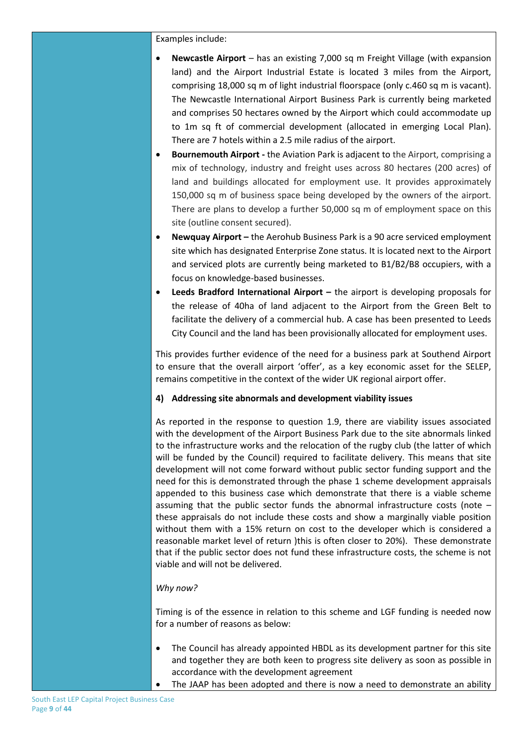Examples include:

- **Newcastle Airport** – has an existing 7,000 sq m Freight Village (with expansion land) and the Airport Industrial Estate is located 3 miles from the Airport, comprising 18,000 sq m of light industrial floorspace (only c.460 sq m is vacant). The Newcastle International Airport Business Park is currently being marketed and comprises 50 hectares owned by the Airport which could accommodate up to 1m sq ft of commercial development (allocated in emerging Local Plan). There are 7 hotels within a 2.5 mile radius of the airport.
- **Bournemouth Airport -** the Aviation Park is adjacent to the Airport, comprising a mix of technology, industry and freight uses across 80 hectares (200 acres) of land and buildings allocated for employment use. It provides approximately 150,000 sq m of business space being developed by the owners of the airport. There are plans to develop a further 50,000 sq m of employment space on this site (outline consent secured).
- **Newquay Airport –** the Aerohub Business Park is a 90 acre serviced employment site which has designated Enterprise Zone status. It is located next to the Airport and serviced plots are currently being marketed to B1/B2/B8 occupiers, with a focus on knowledge-based businesses.
- **Leeds Bradford International Airport –** the airport is developing proposals for the release of 40ha of land adjacent to the Airport from the Green Belt to facilitate the delivery of a commercial hub. A case has been presented to Leeds City Council and the land has been provisionally allocated for employment uses.

This provides further evidence of the need for a business park at Southend Airport to ensure that the overall airport 'offer', as a key economic asset for the SELEP, remains competitive in the context of the wider UK regional airport offer.

**4) Addressing site abnormals and development viability issues**

As reported in the response to question 1.9, there are viability issues associated with the development of the Airport Business Park due to the site abnormals linked to the infrastructure works and the relocation of the rugby club (the latter of which will be funded by the Council) required to facilitate delivery. This means that site development will not come forward without public sector funding support and the need for this is demonstrated through the phase 1 scheme development appraisals appended to this business case which demonstrate that there is a viable scheme assuming that the public sector funds the abnormal infrastructure costs (note – these appraisals do not include these costs and show a marginally viable position without them with a 15% return on cost to the developer which is considered a reasonable market level of return )this is often closer to 20%). These demonstrate that if the public sector does not fund these infrastructure costs, the scheme is not viable and will not be delivered.

*Why now?*

Timing is of the essence in relation to this scheme and LGF funding is needed now for a number of reasons as below:

- The Council has already appointed HBDL as its development partner for this site and together they are both keen to progress site delivery as soon as possible in accordance with the development agreement
- The JAAP has been adopted and there is now a need to demonstrate an ability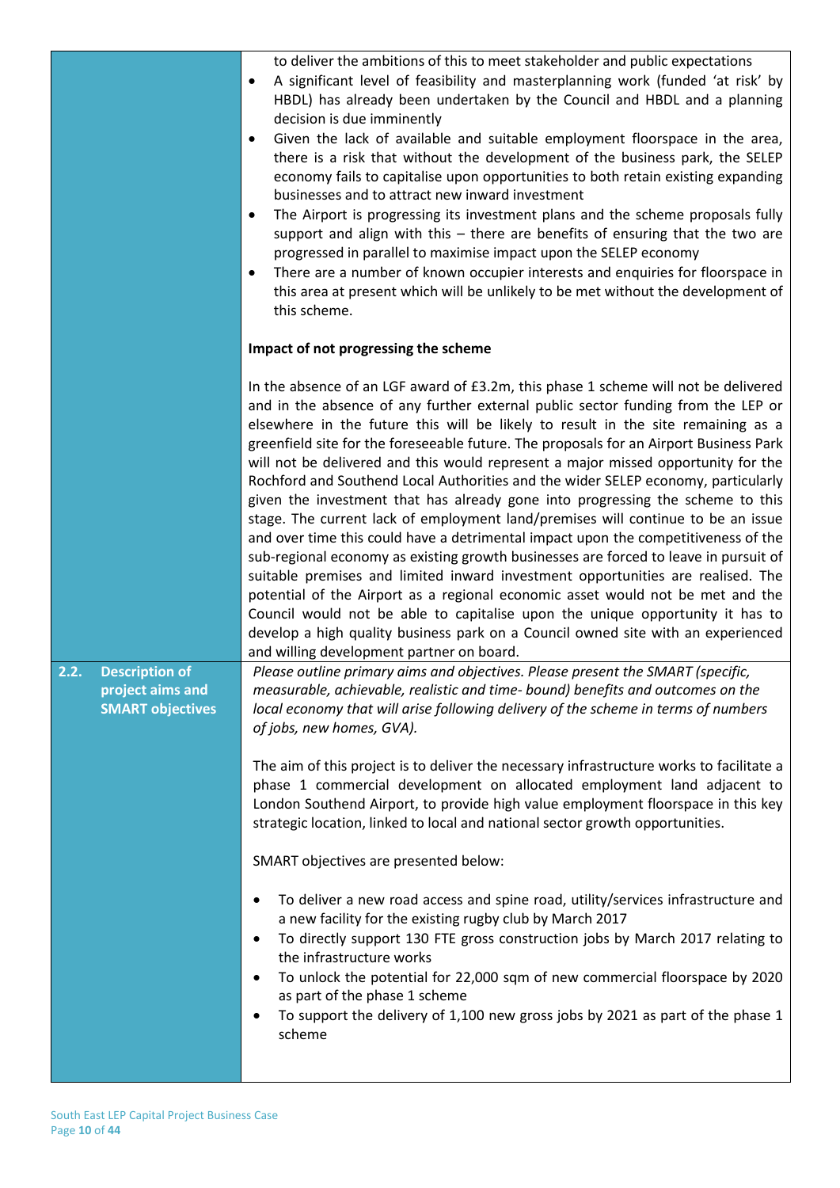|  |  |
|---|---|
|  | to deliver the ambitions of this to meet stakeholder and public expectations<br>• A significant level of feasibility and masterplanning work (funded 'at risk' by HBDL) has already been undertaken by the Council and HBDL and a planning decision is due imminently<br>• Given the lack of available and suitable employment floorspace in the area, there is a risk that without the development of the business park, the SELEP economy fails to capitalise upon opportunities to both retain existing expanding businesses and to attract new inward investment<br>• The Airport is progressing its investment plans and the scheme proposals fully support and align with this – there are benefits of ensuring that the two are progressed in parallel to maximise impact upon the SELEP economy<br>• There are a number of known occupier interests and enquiries for floorspace in this area at present which will be unlikely to be met without the development of this scheme.<br><br>**Impact of not progressing the scheme**<br><br>In the absence of an LGF award of £3.2m, this phase 1 scheme will not be delivered and in the absence of any further external public sector funding from the LEP or elsewhere in the future this will be likely to result in the site remaining as a greenfield site for the foreseeable future. The proposals for an Airport Business Park will not be delivered and this would represent a major missed opportunity for the Rochford and Southend Local Authorities and the wider SELEP economy, particularly given the investment that has already gone into progressing the scheme to this stage. The current lack of employment land/premises will continue to be an issue and over time this could have a detrimental impact upon the competitiveness of the sub-regional economy as existing growth businesses are forced to leave in pursuit of suitable premises and limited inward investment opportunities are realised. The potential of the Airport as a regional economic asset would not be met and the Council would not be able to capitalise upon the unique opportunity it has to develop a high quality business park on a Council owned site with an experienced and willing development partner on board. |
| **2.2. Description of project aims and SMART objectives** | *Please outline primary aims and objectives. Please present the SMART (specific, measurable, achievable, realistic and time- bound) benefits and outcomes on the local economy that will arise following delivery of the scheme in terms of numbers of jobs, new homes, GVA).*<br><br>The aim of this project is to deliver the necessary infrastructure works to facilitate a phase 1 commercial development on allocated employment land adjacent to London Southend Airport, to provide high value employment floorspace in this key strategic location, linked to local and national sector growth opportunities.<br><br>SMART objectives are presented below:<br><br>• To deliver a new road access and spine road, utility/services infrastructure and a new facility for the existing rugby club by March 2017<br>• To directly support 130 FTE gross construction jobs by March 2017 relating to the infrastructure works<br>• To unlock the potential for 22,000 sqm of new commercial floorspace by 2020 as part of the phase 1 scheme<br>• To support the delivery of 1,100 new gross jobs by 2021 as part of the phase 1 scheme |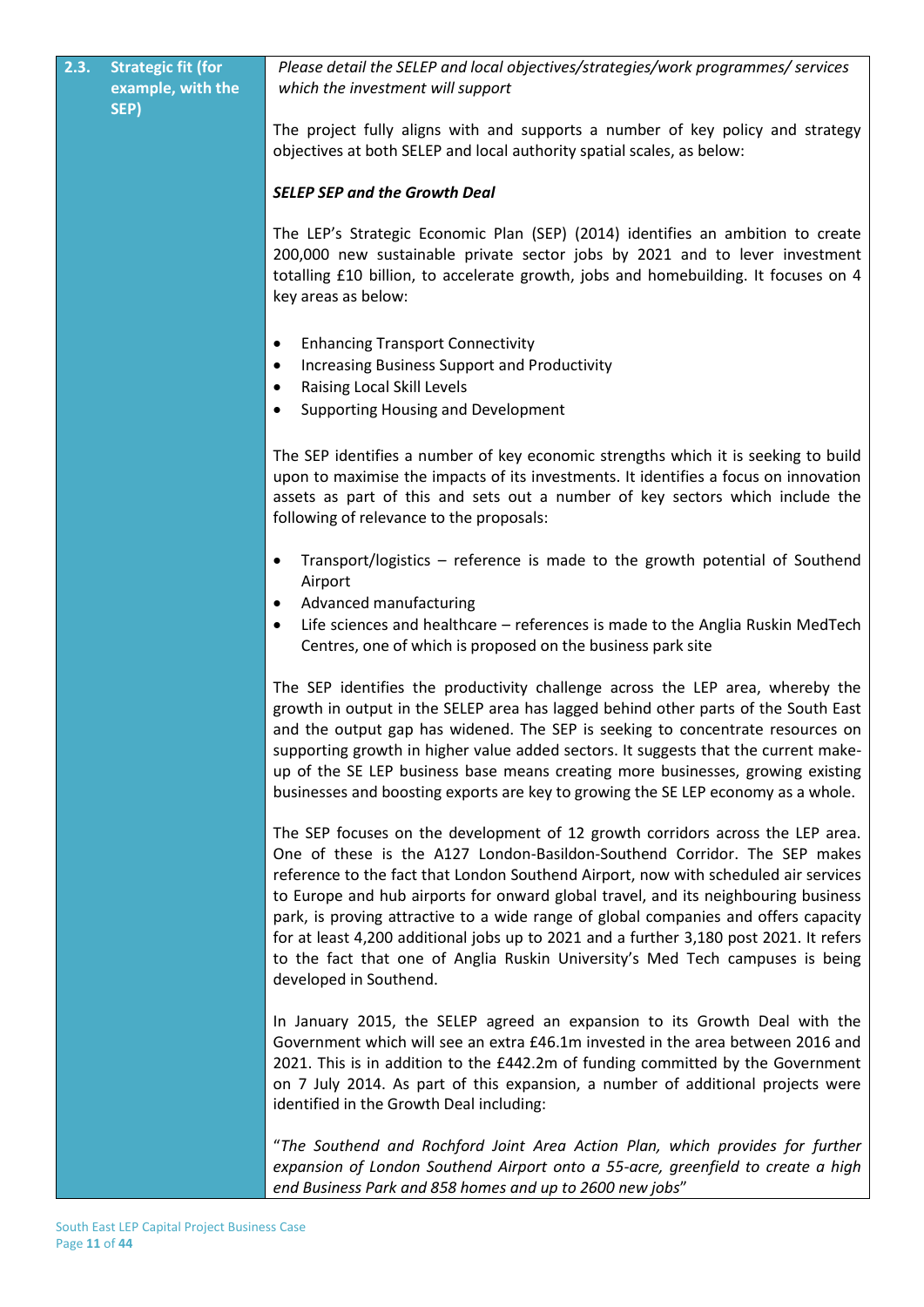| 2.3. Strategic fit (for example, with the SEP) | *Please detail the SELEP and local objectives/strategies/work programmes/ services which the investment will support* |
|---|---|

The project fully aligns with and supports a number of key policy and strategy objectives at both SELEP and local authority spatial scales, as below:

***SELEP SEP and the Growth Deal***

The LEP's Strategic Economic Plan (SEP) (2014) identifies an ambition to create 200,000 new sustainable private sector jobs by 2021 and to lever investment totalling £10 billion, to accelerate growth, jobs and homebuilding. It focuses on 4 key areas as below:

- Enhancing Transport Connectivity
- Increasing Business Support and Productivity
- Raising Local Skill Levels
- Supporting Housing and Development

The SEP identifies a number of key economic strengths which it is seeking to build upon to maximise the impacts of its investments. It identifies a focus on innovation assets as part of this and sets out a number of key sectors which include the following of relevance to the proposals:

- Transport/logistics – reference is made to the growth potential of Southend Airport
- Advanced manufacturing
- Life sciences and healthcare – references is made to the Anglia Ruskin MedTech Centres, one of which is proposed on the business park site

The SEP identifies the productivity challenge across the LEP area, whereby the growth in output in the SELEP area has lagged behind other parts of the South East and the output gap has widened. The SEP is seeking to concentrate resources on supporting growth in higher value added sectors. It suggests that the current make-up of the SE LEP business base means creating more businesses, growing existing businesses and boosting exports are key to growing the SE LEP economy as a whole.

The SEP focuses on the development of 12 growth corridors across the LEP area. One of these is the A127 London-Basildon-Southend Corridor. The SEP makes reference to the fact that London Southend Airport, now with scheduled air services to Europe and hub airports for onward global travel, and its neighbouring business park, is proving attractive to a wide range of global companies and offers capacity for at least 4,200 additional jobs up to 2021 and a further 3,180 post 2021. It refers to the fact that one of Anglia Ruskin University's Med Tech campuses is being developed in Southend.

In January 2015, the SELEP agreed an expansion to its Growth Deal with the Government which will see an extra £46.1m invested in the area between 2016 and 2021. This is in addition to the £442.2m of funding committed by the Government on 7 July 2014. As part of this expansion, a number of additional projects were identified in the Growth Deal including:

"*The Southend and Rochford Joint Area Action Plan, which provides for further expansion of London Southend Airport onto a 55-acre, greenfield to create a high end Business Park and 858 homes and up to 2600 new jobs*"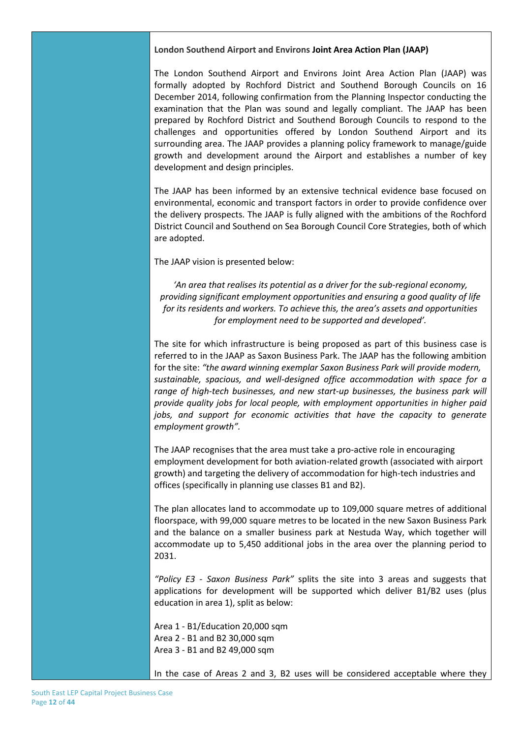**London Southend Airport and Environs Joint Area Action Plan (JAAP)**

The London Southend Airport and Environs Joint Area Action Plan (JAAP) was formally adopted by Rochford District and Southend Borough Councils on 16 December 2014, following confirmation from the Planning Inspector conducting the examination that the Plan was sound and legally compliant. The JAAP has been prepared by Rochford District and Southend Borough Councils to respond to the challenges and opportunities offered by London Southend Airport and its surrounding area. The JAAP provides a planning policy framework to manage/guide growth and development around the Airport and establishes a number of key development and design principles.

The JAAP has been informed by an extensive technical evidence base focused on environmental, economic and transport factors in order to provide confidence over the delivery prospects. The JAAP is fully aligned with the ambitions of the Rochford District Council and Southend on Sea Borough Council Core Strategies, both of which are adopted.

The JAAP vision is presented below:

*'An area that realises its potential as a driver for the sub-regional economy, providing significant employment opportunities and ensuring a good quality of life for its residents and workers. To achieve this, the area's assets and opportunities for employment need to be supported and developed'.*

The site for which infrastructure is being proposed as part of this business case is referred to in the JAAP as Saxon Business Park. The JAAP has the following ambition for the site: *"the award winning exemplar Saxon Business Park will provide modern, sustainable, spacious, and well-designed office accommodation with space for a range of high-tech businesses, and new start-up businesses, the business park will provide quality jobs for local people, with employment opportunities in higher paid jobs, and support for economic activities that have the capacity to generate employment growth".*

The JAAP recognises that the area must take a pro-active role in encouraging employment development for both aviation-related growth (associated with airport growth) and targeting the delivery of accommodation for high-tech industries and offices (specifically in planning use classes B1 and B2).

The plan allocates land to accommodate up to 109,000 square metres of additional floorspace, with 99,000 square metres to be located in the new Saxon Business Park and the balance on a smaller business park at Nestuda Way, which together will accommodate up to 5,450 additional jobs in the area over the planning period to 2031.

*"Policy E3 - Saxon Business Park"* splits the site into 3 areas and suggests that applications for development will be supported which deliver B1/B2 uses (plus education in area 1), split as below:

Area 1 - B1/Education 20,000 sqm
Area 2 - B1 and B2 30,000 sqm
Area 3 - B1 and B2 49,000 sqm

In the case of Areas 2 and 3, B2 uses will be considered acceptable where they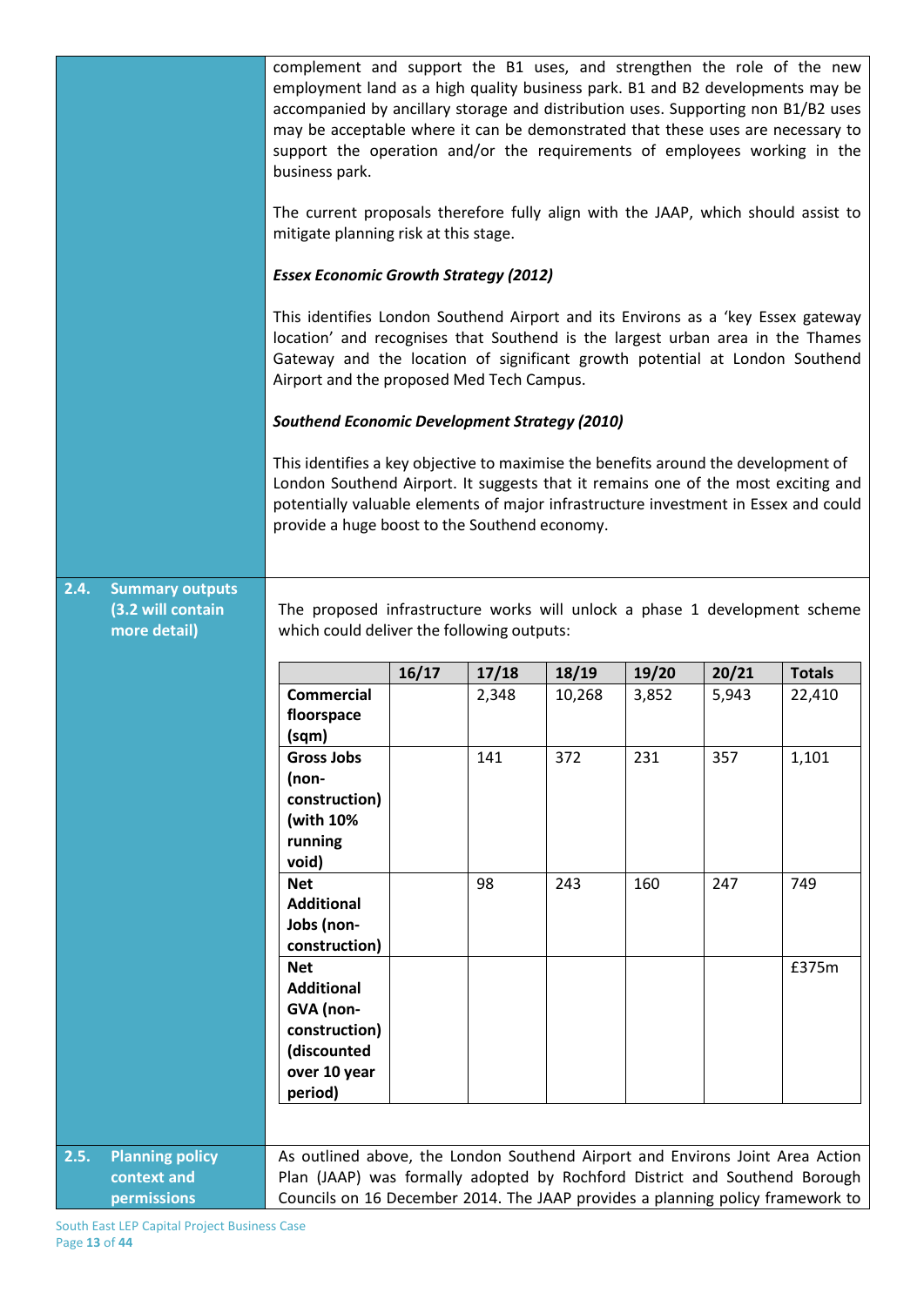complement and support the B1 uses, and strengthen the role of the new employment land as a high quality business park. B1 and B2 developments may be accompanied by ancillary storage and distribution uses. Supporting non B1/B2 uses may be acceptable where it can be demonstrated that these uses are necessary to support the operation and/or the requirements of employees working in the business park.

The current proposals therefore fully align with the JAAP, which should assist to mitigate planning risk at this stage.

***Essex Economic Growth Strategy (2012)***

This identifies London Southend Airport and its Environs as a 'key Essex gateway location' and recognises that Southend is the largest urban area in the Thames Gateway and the location of significant growth potential at London Southend Airport and the proposed Med Tech Campus.

***Southend Economic Development Strategy (2010)***

This identifies a key objective to maximise the benefits around the development of London Southend Airport. It suggests that it remains one of the most exciting and potentially valuable elements of major infrastructure investment in Essex and could provide a huge boost to the Southend economy.

## 2.4. Summary outputs (3.2 will contain more detail)

The proposed infrastructure works will unlock a phase 1 development scheme which could deliver the following outputs:

| | 16/17 | 17/18 | 18/19 | 19/20 | 20/21 | Totals |
|---|---|---|---|---|---|---|
| **Commercial floorspace (sqm)** | | 2,348 | 10,268 | 3,852 | 5,943 | 22,410 |
| **Gross Jobs (non-construction) (with 10% running void)** | | 141 | 372 | 231 | 357 | 1,101 |
| **Net Additional Jobs (non-construction)** | | 98 | 243 | 160 | 247 | 749 |
| **Net Additional GVA (non-construction) (discounted over 10 year period)** | | | | | | £375m |

## 2.5. Planning policy context and permissions

As outlined above, the London Southend Airport and Environs Joint Area Action Plan (JAAP) was formally adopted by Rochford District and Southend Borough Councils on 16 December 2014. The JAAP provides a planning policy framework to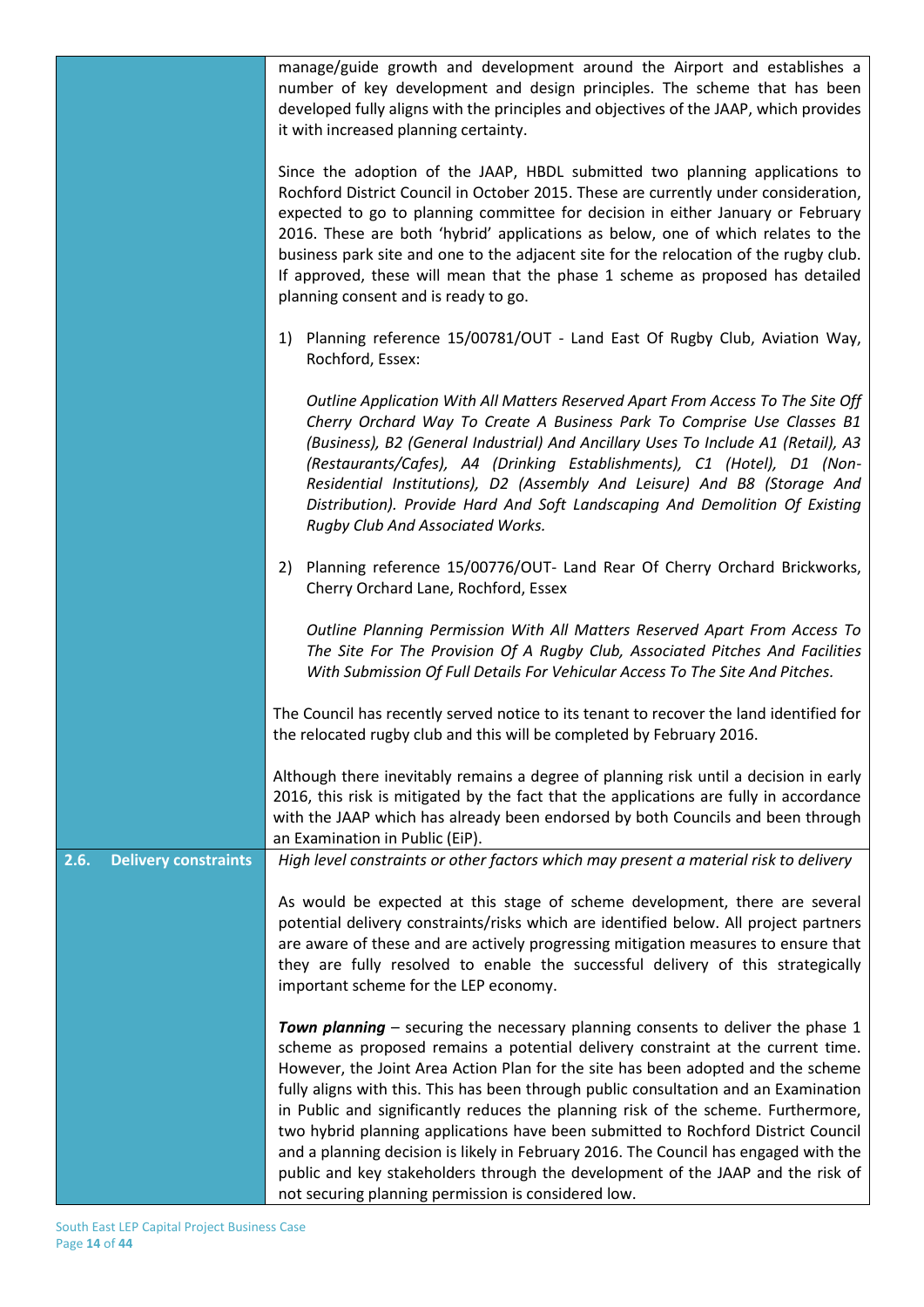manage/guide growth and development around the Airport and establishes a number of key development and design principles. The scheme that has been developed fully aligns with the principles and objectives of the JAAP, which provides it with increased planning certainty.

Since the adoption of the JAAP, HBDL submitted two planning applications to Rochford District Council in October 2015. These are currently under consideration, expected to go to planning committee for decision in either January or February 2016. These are both 'hybrid' applications as below, one of which relates to the business park site and one to the adjacent site for the relocation of the rugby club. If approved, these will mean that the phase 1 scheme as proposed has detailed planning consent and is ready to go.

1) Planning reference 15/00781/OUT - Land East Of Rugby Club, Aviation Way, Rochford, Essex:

   *Outline Application With All Matters Reserved Apart From Access To The Site Off Cherry Orchard Way To Create A Business Park To Comprise Use Classes B1 (Business), B2 (General Industrial) And Ancillary Uses To Include A1 (Retail), A3 (Restaurants/Cafes), A4 (Drinking Establishments), C1 (Hotel), D1 (Non-Residential Institutions), D2 (Assembly And Leisure) And B8 (Storage And Distribution). Provide Hard And Soft Landscaping And Demolition Of Existing Rugby Club And Associated Works.*

2) Planning reference 15/00776/OUT- Land Rear Of Cherry Orchard Brickworks, Cherry Orchard Lane, Rochford, Essex

   *Outline Planning Permission With All Matters Reserved Apart From Access To The Site For The Provision Of A Rugby Club, Associated Pitches And Facilities With Submission Of Full Details For Vehicular Access To The Site And Pitches.*

The Council has recently served notice to its tenant to recover the land identified for the relocated rugby club and this will be completed by February 2016.

Although there inevitably remains a degree of planning risk until a decision in early 2016, this risk is mitigated by the fact that the applications are fully in accordance with the JAAP which has already been endorsed by both Councils and been through an Examination in Public (EiP).

## 2.6. Delivery constraints

*High level constraints or other factors which may present a material risk to delivery*

As would be expected at this stage of scheme development, there are several potential delivery constraints/risks which are identified below. All project partners are aware of these and are actively progressing mitigation measures to ensure that they are fully resolved to enable the successful delivery of this strategically important scheme for the LEP economy.

***Town planning*** – securing the necessary planning consents to deliver the phase 1 scheme as proposed remains a potential delivery constraint at the current time. However, the Joint Area Action Plan for the site has been adopted and the scheme fully aligns with this. This has been through public consultation and an Examination in Public and significantly reduces the planning risk of the scheme. Furthermore, two hybrid planning applications have been submitted to Rochford District Council and a planning decision is likely in February 2016. The Council has engaged with the public and key stakeholders through the development of the JAAP and the risk of not securing planning permission is considered low.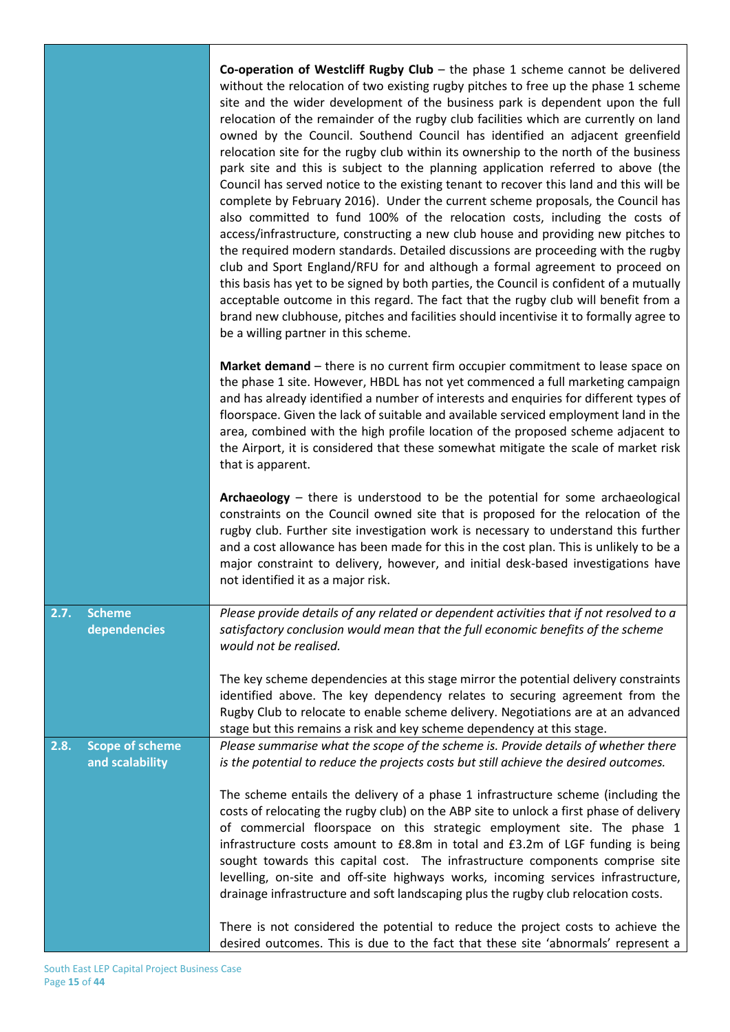| | |
|---|---|
| | **Co-operation of Westcliff Rugby Club** – the phase 1 scheme cannot be delivered without the relocation of two existing rugby pitches to free up the phase 1 scheme site and the wider development of the business park is dependent upon the full relocation of the remainder of the rugby club facilities which are currently on land owned by the Council. Southend Council has identified an adjacent greenfield relocation site for the rugby club within its ownership to the north of the business park site and this is subject to the planning application referred to above (the Council has served notice to the existing tenant to recover this land and this will be complete by February 2016). Under the current scheme proposals, the Council has also committed to fund 100% of the relocation costs, including the costs of access/infrastructure, constructing a new club house and providing new pitches to the required modern standards. Detailed discussions are proceeding with the rugby club and Sport England/RFU for and although a formal agreement to proceed on this basis has yet to be signed by both parties, the Council is confident of a mutually acceptable outcome in this regard. The fact that the rugby club will benefit from a brand new clubhouse, pitches and facilities should incentivise it to formally agree to be a willing partner in this scheme.<br><br>**Market demand** – there is no current firm occupier commitment to lease space on the phase 1 site. However, HBDL has not yet commenced a full marketing campaign and has already identified a number of interests and enquiries for different types of floorspace. Given the lack of suitable and available serviced employment land in the area, combined with the high profile location of the proposed scheme adjacent to the Airport, it is considered that these somewhat mitigate the scale of market risk that is apparent.<br><br>**Archaeology** – there is understood to be the potential for some archaeological constraints on the Council owned site that is proposed for the relocation of the rugby club. Further site investigation work is necessary to understand this further and a cost allowance has been made for this in the cost plan. This is unlikely to be a major constraint to delivery, however, and initial desk-based investigations have not identified it as a major risk. |
| **2.7. Scheme dependencies** | *Please provide details of any related or dependent activities that if not resolved to a satisfactory conclusion would mean that the full economic benefits of the scheme would not be realised.*<br><br>The key scheme dependencies at this stage mirror the potential delivery constraints identified above. The key dependency relates to securing agreement from the Rugby Club to relocate to enable scheme delivery. Negotiations are at an advanced stage but this remains a risk and key scheme dependency at this stage. |
| **2.8. Scope of scheme and scalability** | *Please summarise what the scope of the scheme is. Provide details of whether there is the potential to reduce the projects costs but still achieve the desired outcomes.*<br><br>The scheme entails the delivery of a phase 1 infrastructure scheme (including the costs of relocating the rugby club) on the ABP site to unlock a first phase of delivery of commercial floorspace on this strategic employment site. The phase 1 infrastructure costs amount to £8.8m in total and £3.2m of LGF funding is being sought towards this capital cost. The infrastructure components comprise site levelling, on-site and off-site highways works, incoming services infrastructure, drainage infrastructure and soft landscaping plus the rugby club relocation costs.<br><br>There is not considered the potential to reduce the project costs to achieve the desired outcomes. This is due to the fact that these site 'abnormals' represent a |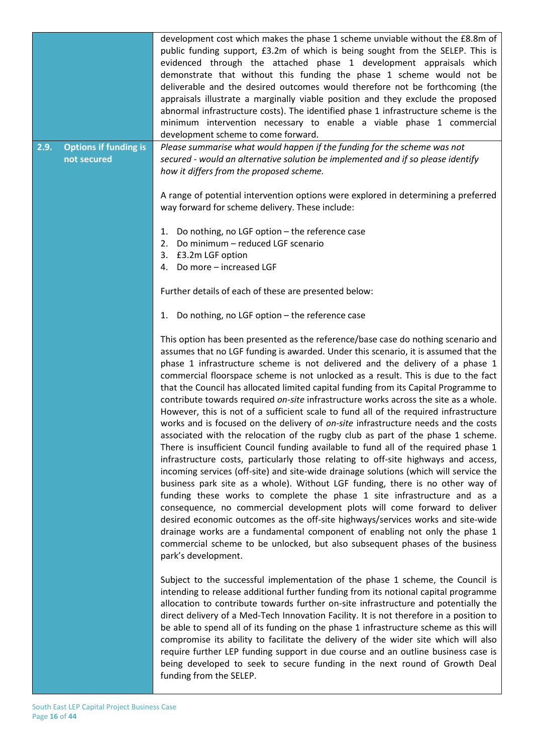| | |
|---|---|
| | development cost which makes the phase 1 scheme unviable without the £8.8m of public funding support, £3.2m of which is being sought from the SELEP. This is evidenced through the attached phase 1 development appraisals which demonstrate that without this funding the phase 1 scheme would not be deliverable and the desired outcomes would therefore not be forthcoming (the appraisals illustrate a marginally viable position and they exclude the proposed abnormal infrastructure costs). The identified phase 1 infrastructure scheme is the minimum intervention necessary to enable a viable phase 1 commercial development scheme to come forward. |
| **2.9. Options if funding is not secured** | *Please summarise what would happen if the funding for the scheme was not secured - would an alternative solution be implemented and if so please identify how it differs from the proposed scheme.*<br><br>A range of potential intervention options were explored in determining a preferred way forward for scheme delivery. These include:<br><br>1. Do nothing, no LGF option – the reference case<br>2. Do minimum – reduced LGF scenario<br>3. £3.2m LGF option<br>4. Do more – increased LGF<br><br>Further details of each of these are presented below:<br><br>1. Do nothing, no LGF option – the reference case<br><br>This option has been presented as the reference/base case do nothing scenario and assumes that no LGF funding is awarded. Under this scenario, it is assumed that the phase 1 infrastructure scheme is not delivered and the delivery of a phase 1 commercial floorspace scheme is not unlocked as a result. This is due to the fact that the Council has allocated limited capital funding from its Capital Programme to contribute towards required *on-site* infrastructure works across the site as a whole. However, this is not of a sufficient scale to fund all of the required infrastructure works and is focused on the delivery of *on-site* infrastructure needs and the costs associated with the relocation of the rugby club as part of the phase 1 scheme. There is insufficient Council funding available to fund all of the required phase 1 infrastructure costs, particularly those relating to off-site highways and access, incoming services (off-site) and site-wide drainage solutions (which will service the business park site as a whole). Without LGF funding, there is no other way of funding these works to complete the phase 1 site infrastructure and as a consequence, no commercial development plots will come forward to deliver desired economic outcomes as the off-site highways/services works and site-wide drainage works are a fundamental component of enabling not only the phase 1 commercial scheme to be unlocked, but also subsequent phases of the business park's development.<br><br>Subject to the successful implementation of the phase 1 scheme, the Council is intending to release additional further funding from its notional capital programme allocation to contribute towards further on-site infrastructure and potentially the direct delivery of a Med-Tech Innovation Facility. It is not therefore in a position to be able to spend all of its funding on the phase 1 infrastructure scheme as this will compromise its ability to facilitate the delivery of the wider site which will also require further LEP funding support in due course and an outline business case is being developed to seek to secure funding in the next round of Growth Deal funding from the SELEP. |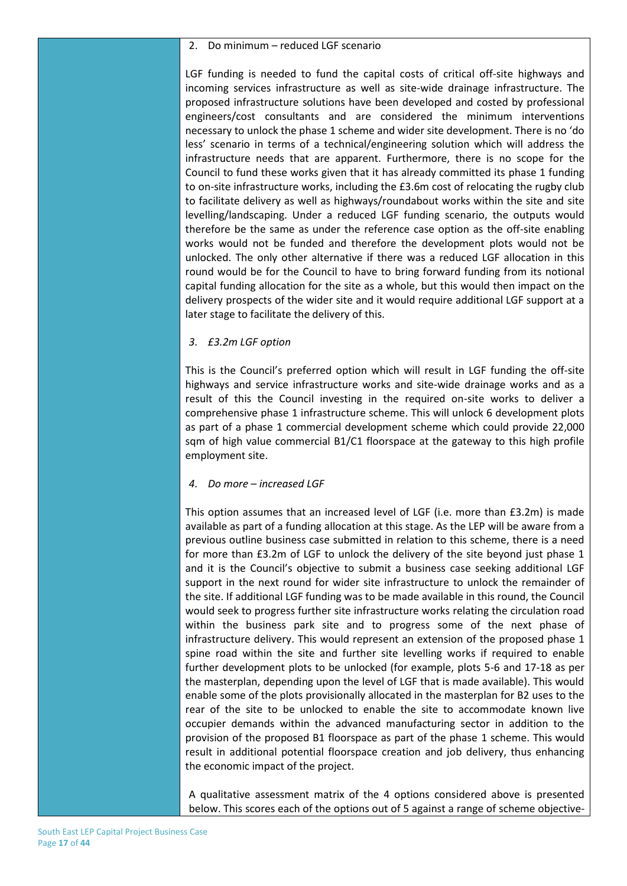2. Do minimum – reduced LGF scenario

LGF funding is needed to fund the capital costs of critical off-site highways and incoming services infrastructure as well as site-wide drainage infrastructure. The proposed infrastructure solutions have been developed and costed by professional engineers/cost consultants and are considered the minimum interventions necessary to unlock the phase 1 scheme and wider site development. There is no 'do less' scenario in terms of a technical/engineering solution which will address the infrastructure needs that are apparent. Furthermore, there is no scope for the Council to fund these works given that it has already committed its phase 1 funding to on-site infrastructure works, including the £3.6m cost of relocating the rugby club to facilitate delivery as well as highways/roundabout works within the site and site levelling/landscaping. Under a reduced LGF funding scenario, the outputs would therefore be the same as under the reference case option as the off-site enabling works would not be funded and therefore the development plots would not be unlocked. The only other alternative if there was a reduced LGF allocation in this round would be for the Council to have to bring forward funding from its notional capital funding allocation for the site as a whole, but this would then impact on the delivery prospects of the wider site and it would require additional LGF support at a later stage to facilitate the delivery of this.

*3. £3.2m LGF option*

This is the Council's preferred option which will result in LGF funding the off-site highways and service infrastructure works and site-wide drainage works and as a result of this the Council investing in the required on-site works to deliver a comprehensive phase 1 infrastructure scheme. This will unlock 6 development plots as part of a phase 1 commercial development scheme which could provide 22,000 sqm of high value commercial B1/C1 floorspace at the gateway to this high profile employment site.

*4. Do more – increased LGF*

This option assumes that an increased level of LGF (i.e. more than £3.2m) is made available as part of a funding allocation at this stage. As the LEP will be aware from a previous outline business case submitted in relation to this scheme, there is a need for more than £3.2m of LGF to unlock the delivery of the site beyond just phase 1 and it is the Council's objective to submit a business case seeking additional LGF support in the next round for wider site infrastructure to unlock the remainder of the site. If additional LGF funding was to be made available in this round, the Council would seek to progress further site infrastructure works relating the circulation road within the business park site and to progress some of the next phase of infrastructure delivery. This would represent an extension of the proposed phase 1 spine road within the site and further site levelling works if required to enable further development plots to be unlocked (for example, plots 5-6 and 17-18 as per the masterplan, depending upon the level of LGF that is made available). This would enable some of the plots provisionally allocated in the masterplan for B2 uses to the rear of the site to be unlocked to enable the site to accommodate known live occupier demands within the advanced manufacturing sector in addition to the provision of the proposed B1 floorspace as part of the phase 1 scheme. This would result in additional potential floorspace creation and job delivery, thus enhancing the economic impact of the project.

A qualitative assessment matrix of the 4 options considered above is presented below. This scores each of the options out of 5 against a range of scheme objective-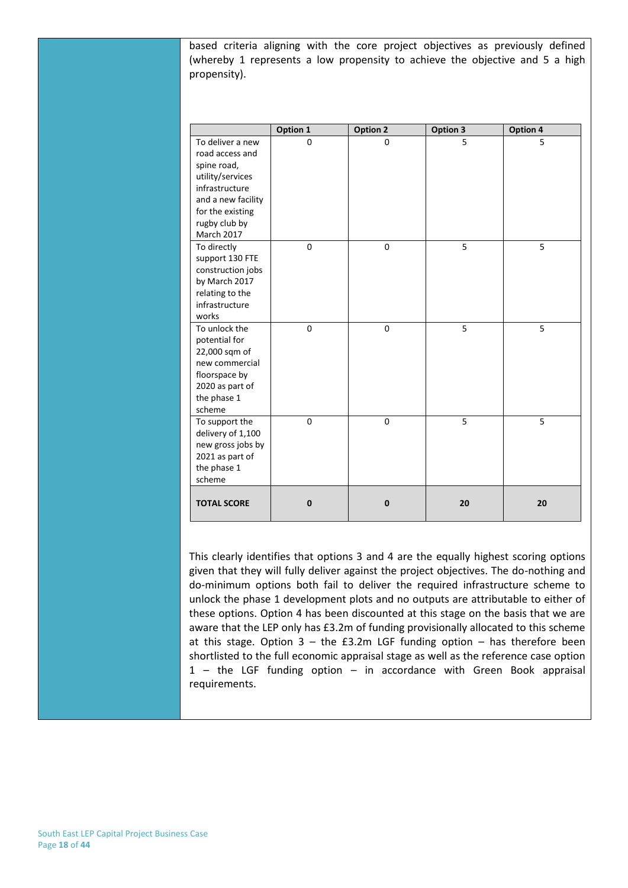based criteria aligning with the core project objectives as previously defined (whereby 1 represents a low propensity to achieve the objective and 5 a high propensity).

| | Option 1 | Option 2 | Option 3 | Option 4 |
|---|---|---|---|---|
| To deliver a new road access and spine road, utility/services infrastructure and a new facility for the existing rugby club by March 2017 | 0 | 0 | 5 | 5 |
| To directly support 130 FTE construction jobs by March 2017 relating to the infrastructure works | 0 | 0 | 5 | 5 |
| To unlock the potential for 22,000 sqm of new commercial floorspace by 2020 as part of the phase 1 scheme | 0 | 0 | 5 | 5 |
| To support the delivery of 1,100 new gross jobs by 2021 as part of the phase 1 scheme | 0 | 0 | 5 | 5 |
| **TOTAL SCORE** | **0** | **0** | **20** | **20** |

This clearly identifies that options 3 and 4 are the equally highest scoring options given that they will fully deliver against the project objectives. The do-nothing and do-minimum options both fail to deliver the required infrastructure scheme to unlock the phase 1 development plots and no outputs are attributable to either of these options. Option 4 has been discounted at this stage on the basis that we are aware that the LEP only has £3.2m of funding provisionally allocated to this scheme at this stage. Option 3 – the £3.2m LGF funding option – has therefore been shortlisted to the full economic appraisal stage as well as the reference case option 1 – the LGF funding option – in accordance with Green Book appraisal requirements.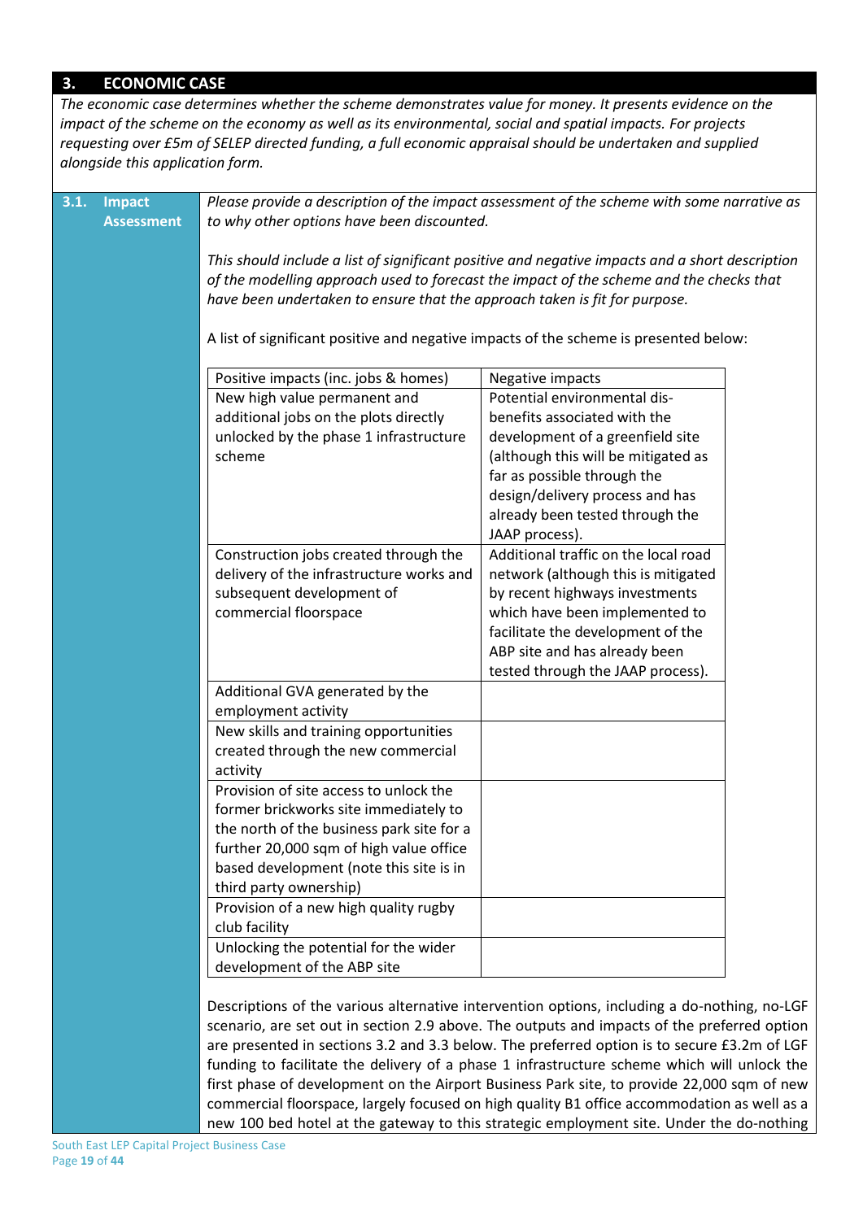## 3. ECONOMIC CASE

*The economic case determines whether the scheme demonstrates value for money. It presents evidence on the impact of the scheme on the economy as well as its environmental, social and spatial impacts. For projects requesting over £5m of SELEP directed funding, a full economic appraisal should be undertaken and supplied alongside this application form.*

### 3.1. Impact Assessment

*Please provide a description of the impact assessment of the scheme with some narrative as to why other options have been discounted.*

*This should include a list of significant positive and negative impacts and a short description of the modelling approach used to forecast the impact of the scheme and the checks that have been undertaken to ensure that the approach taken is fit for purpose.*

A list of significant positive and negative impacts of the scheme is presented below:

| Positive impacts (inc. jobs & homes) | Negative impacts |
|---|---|
| New high value permanent and additional jobs on the plots directly unlocked by the phase 1 infrastructure scheme | Potential environmental dis-benefits associated with the development of a greenfield site (although this will be mitigated as far as possible through the design/delivery process and has already been tested through the JAAP process). |
| Construction jobs created through the delivery of the infrastructure works and subsequent development of commercial floorspace | Additional traffic on the local road network (although this is mitigated by recent highways investments which have been implemented to facilitate the development of the ABP site and has already been tested through the JAAP process). |
| Additional GVA generated by the employment activity | |
| New skills and training opportunities created through the new commercial activity | |
| Provision of site access to unlock the former brickworks site immediately to the north of the business park site for a further 20,000 sqm of high value office based development (note this site is in third party ownership) | |
| Provision of a new high quality rugby club facility | |
| Unlocking the potential for the wider development of the ABP site | |

Descriptions of the various alternative intervention options, including a do-nothing, no-LGF scenario, are set out in section 2.9 above. The outputs and impacts of the preferred option are presented in sections 3.2 and 3.3 below. The preferred option is to secure £3.2m of LGF funding to facilitate the delivery of a phase 1 infrastructure scheme which will unlock the first phase of development on the Airport Business Park site, to provide 22,000 sqm of new commercial floorspace, largely focused on high quality B1 office accommodation as well as a new 100 bed hotel at the gateway to this strategic employment site. Under the do-nothing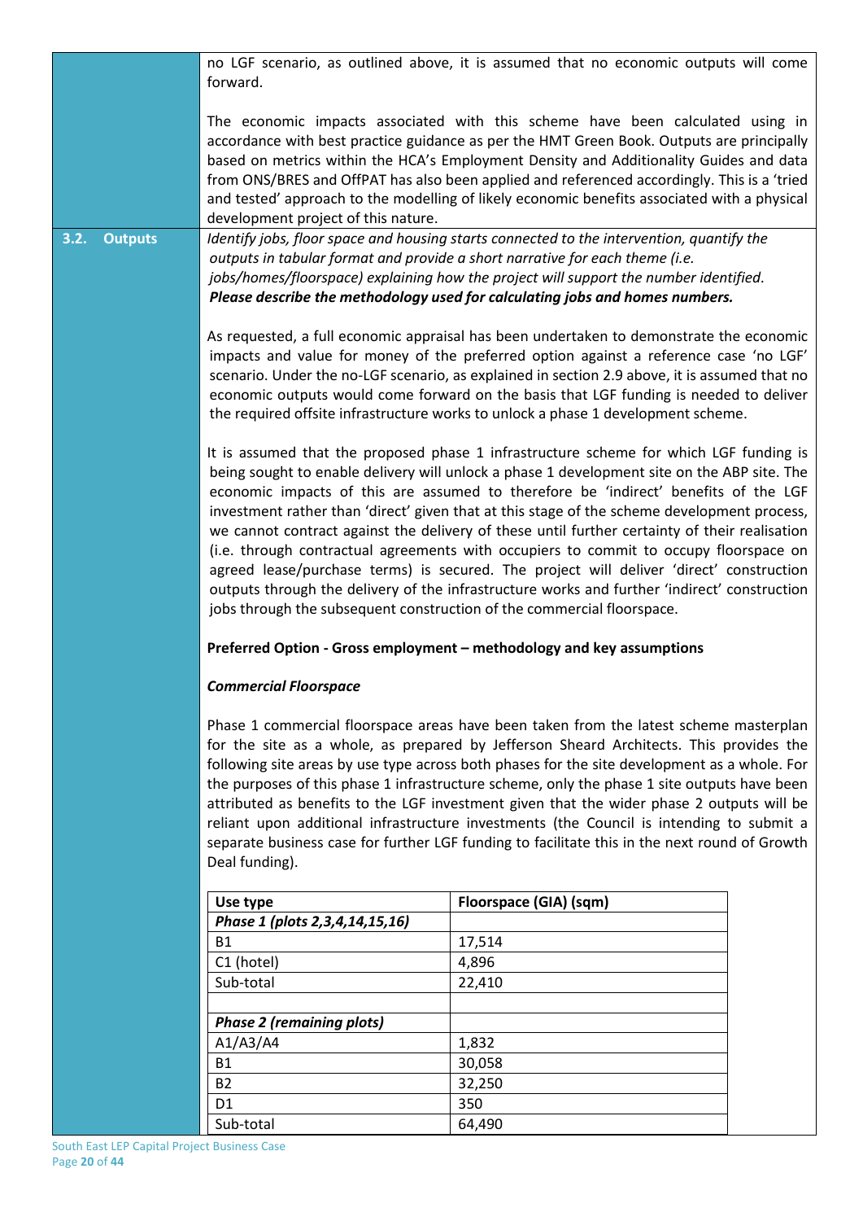no LGF scenario, as outlined above, it is assumed that no economic outputs will come forward.

The economic impacts associated with this scheme have been calculated using in accordance with best practice guidance as per the HMT Green Book. Outputs are principally based on metrics within the HCA's Employment Density and Additionality Guides and data from ONS/BRES and OffPAT has also been applied and referenced accordingly. This is a 'tried and tested' approach to the modelling of likely economic benefits associated with a physical development project of this nature.

## 3.2. Outputs

*Identify jobs, floor space and housing starts connected to the intervention, quantify the outputs in tabular format and provide a short narrative for each theme (i.e. jobs/homes/floorspace) explaining how the project will support the number identified.* ***Please describe the methodology used for calculating jobs and homes numbers.***

As requested, a full economic appraisal has been undertaken to demonstrate the economic impacts and value for money of the preferred option against a reference case 'no LGF' scenario. Under the no-LGF scenario, as explained in section 2.9 above, it is assumed that no economic outputs would come forward on the basis that LGF funding is needed to deliver the required offsite infrastructure works to unlock a phase 1 development scheme.

It is assumed that the proposed phase 1 infrastructure scheme for which LGF funding is being sought to enable delivery will unlock a phase 1 development site on the ABP site. The economic impacts of this are assumed to therefore be 'indirect' benefits of the LGF investment rather than 'direct' given that at this stage of the scheme development process, we cannot contract against the delivery of these until further certainty of their realisation (i.e. through contractual agreements with occupiers to commit to occupy floorspace on agreed lease/purchase terms) is secured. The project will deliver 'direct' construction outputs through the delivery of the infrastructure works and further 'indirect' construction jobs through the subsequent construction of the commercial floorspace.

**Preferred Option - Gross employment – methodology and key assumptions**

***Commercial Floorspace***

Phase 1 commercial floorspace areas have been taken from the latest scheme masterplan for the site as a whole, as prepared by Jefferson Sheard Architects. This provides the following site areas by use type across both phases for the site development as a whole. For the purposes of this phase 1 infrastructure scheme, only the phase 1 site outputs have been attributed as benefits to the LGF investment given that the wider phase 2 outputs will be reliant upon additional infrastructure investments (the Council is intending to submit a separate business case for further LGF funding to facilitate this in the next round of Growth Deal funding).

| Use type | Floorspace (GIA) (sqm) |
|---|---|
| ***Phase 1 (plots 2,3,4,14,15,16)*** | |
| B1 | 17,514 |
| C1 (hotel) | 4,896 |
| Sub-total | 22,410 |
| | |
| ***Phase 2 (remaining plots)*** | |
| A1/A3/A4 | 1,832 |
| B1 | 30,058 |
| B2 | 32,250 |
| D1 | 350 |
| Sub-total | 64,490 |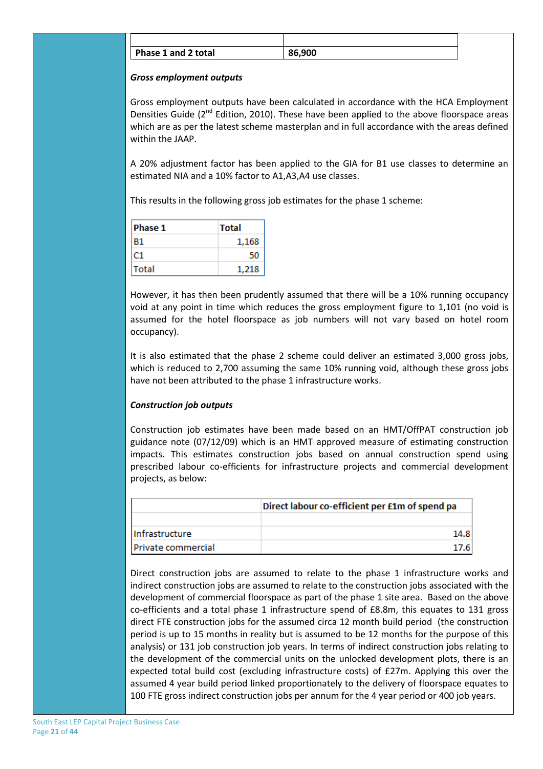| | |
|---|---|
| **Phase 1 and 2 total** | **86,900** |

***Gross employment outputs***

Gross employment outputs have been calculated in accordance with the HCA Employment Densities Guide (2nd Edition, 2010). These have been applied to the above floorspace areas which are as per the latest scheme masterplan and in full accordance with the areas defined within the JAAP.

A 20% adjustment factor has been applied to the GIA for B1 use classes to determine an estimated NIA and a 10% factor to A1,A3,A4 use classes.

This results in the following gross job estimates for the phase 1 scheme:

| Phase 1 | Total |
|---|---|
| B1 | 1,168 |
| C1 | 50 |
| Total | 1,218 |

However, it has then been prudently assumed that there will be a 10% running occupancy void at any point in time which reduces the gross employment figure to 1,101 (no void is assumed for the hotel floorspace as job numbers will not vary based on hotel room occupancy).

It is also estimated that the phase 2 scheme could deliver an estimated 3,000 gross jobs, which is reduced to 2,700 assuming the same 10% running void, although these gross jobs have not been attributed to the phase 1 infrastructure works.

***Construction job outputs***

Construction job estimates have been made based on an HMT/OffPAT construction job guidance note (07/12/09) which is an HMT approved measure of estimating construction impacts. This estimates construction jobs based on annual construction spend using prescribed labour co-efficients for infrastructure projects and commercial development projects, as below:

| | Direct labour co-efficient per £1m of spend pa |
|---|---|
| Infrastructure | 14.8 |
| Private commercial | 17.6 |

Direct construction jobs are assumed to relate to the phase 1 infrastructure works and indirect construction jobs are assumed to relate to the construction jobs associated with the development of commercial floorspace as part of the phase 1 site area. Based on the above co-efficients and a total phase 1 infrastructure spend of £8.8m, this equates to 131 gross direct FTE construction jobs for the assumed circa 12 month build period (the construction period is up to 15 months in reality but is assumed to be 12 months for the purpose of this analysis) or 131 job construction job years. In terms of indirect construction jobs relating to the development of the commercial units on the unlocked development plots, there is an expected total build cost (excluding infrastructure costs) of £27m. Applying this over the assumed 4 year build period linked proportionately to the delivery of floorspace equates to 100 FTE gross indirect construction jobs per annum for the 4 year period or 400 job years.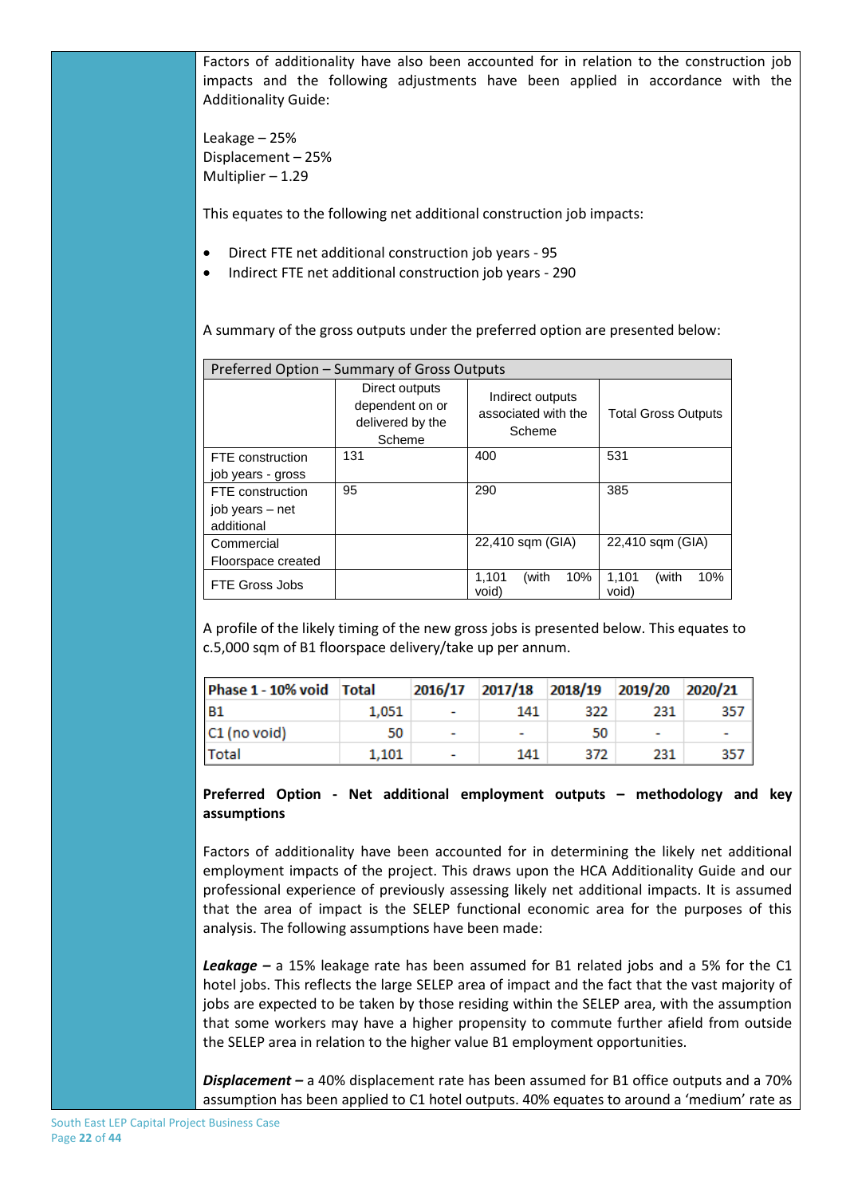Factors of additionality have also been accounted for in relation to the construction job impacts and the following adjustments have been applied in accordance with the Additionality Guide:

Leakage – 25%
Displacement – 25%
Multiplier – 1.29

This equates to the following net additional construction job impacts:

- Direct FTE net additional construction job years - 95
- Indirect FTE net additional construction job years - 290

A summary of the gross outputs under the preferred option are presented below:

| Preferred Option – Summary of Gross Outputs | | | |
|---|---|---|---|
| | Direct outputs dependent on or delivered by the Scheme | Indirect outputs associated with the Scheme | Total Gross Outputs |
| FTE construction job years - gross | 131 | 400 | 531 |
| FTE construction job years – net additional | 95 | 290 | 385 |
| Commercial Floorspace created | | 22,410 sqm (GIA) | 22,410 sqm (GIA) |
| FTE Gross Jobs | | 1,101 (with 10% void) | 1,101 (with 10% void) |

A profile of the likely timing of the new gross jobs is presented below. This equates to c.5,000 sqm of B1 floorspace delivery/take up per annum.

| Phase 1 - 10% void | Total | 2016/17 | 2017/18 | 2018/19 | 2019/20 | 2020/21 |
|---|---|---|---|---|---|---|
| B1 | 1,051 | - | 141 | 322 | 231 | 357 |
| C1 (no void) | 50 | - | - | 50 | - | - |
| Total | 1,101 | - | 141 | 372 | 231 | 357 |

**Preferred Option - Net additional employment outputs – methodology and key assumptions**

Factors of additionality have been accounted for in determining the likely net additional employment impacts of the project. This draws upon the HCA Additionality Guide and our professional experience of previously assessing likely net additional impacts. It is assumed that the area of impact is the SELEP functional economic area for the purposes of this analysis. The following assumptions have been made:

***Leakage –*** a 15% leakage rate has been assumed for B1 related jobs and a 5% for the C1 hotel jobs. This reflects the large SELEP area of impact and the fact that the vast majority of jobs are expected to be taken by those residing within the SELEP area, with the assumption that some workers may have a higher propensity to commute further afield from outside the SELEP area in relation to the higher value B1 employment opportunities.

***Displacement –*** a 40% displacement rate has been assumed for B1 office outputs and a 70% assumption has been applied to C1 hotel outputs. 40% equates to around a 'medium' rate as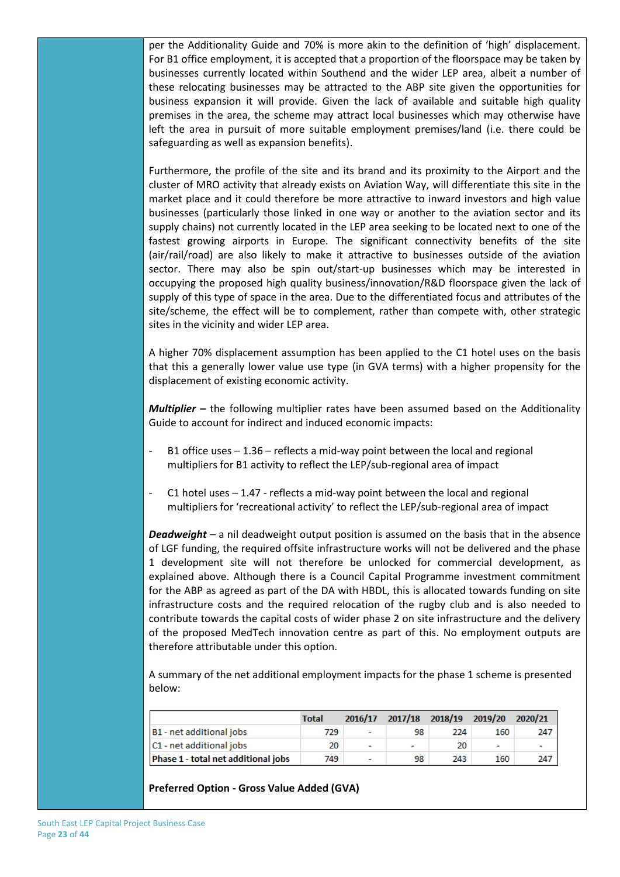per the Additionality Guide and 70% is more akin to the definition of 'high' displacement. For B1 office employment, it is accepted that a proportion of the floorspace may be taken by businesses currently located within Southend and the wider LEP area, albeit a number of these relocating businesses may be attracted to the ABP site given the opportunities for business expansion it will provide. Given the lack of available and suitable high quality premises in the area, the scheme may attract local businesses which may otherwise have left the area in pursuit of more suitable employment premises/land (i.e. there could be safeguarding as well as expansion benefits).

Furthermore, the profile of the site and its brand and its proximity to the Airport and the cluster of MRO activity that already exists on Aviation Way, will differentiate this site in the market place and it could therefore be more attractive to inward investors and high value businesses (particularly those linked in one way or another to the aviation sector and its supply chains) not currently located in the LEP area seeking to be located next to one of the fastest growing airports in Europe. The significant connectivity benefits of the site (air/rail/road) are also likely to make it attractive to businesses outside of the aviation sector. There may also be spin out/start-up businesses which may be interested in occupying the proposed high quality business/innovation/R&D floorspace given the lack of supply of this type of space in the area. Due to the differentiated focus and attributes of the site/scheme, the effect will be to complement, rather than compete with, other strategic sites in the vicinity and wider LEP area.

A higher 70% displacement assumption has been applied to the C1 hotel uses on the basis that this a generally lower value use type (in GVA terms) with a higher propensity for the displacement of existing economic activity.

***Multiplier –*** the following multiplier rates have been assumed based on the Additionality Guide to account for indirect and induced economic impacts:

- B1 office uses – 1.36 – reflects a mid-way point between the local and regional multipliers for B1 activity to reflect the LEP/sub-regional area of impact
- C1 hotel uses – 1.47 - reflects a mid-way point between the local and regional multipliers for 'recreational activity' to reflect the LEP/sub-regional area of impact

***Deadweight*** – a nil deadweight output position is assumed on the basis that in the absence of LGF funding, the required offsite infrastructure works will not be delivered and the phase 1 development site will not therefore be unlocked for commercial development, as explained above. Although there is a Council Capital Programme investment commitment for the ABP as agreed as part of the DA with HBDL, this is allocated towards funding on site infrastructure costs and the required relocation of the rugby club and is also needed to contribute towards the capital costs of wider phase 2 on site infrastructure and the delivery of the proposed MedTech innovation centre as part of this. No employment outputs are therefore attributable under this option.

A summary of the net additional employment impacts for the phase 1 scheme is presented below:

| | Total | 2016/17 | 2017/18 | 2018/19 | 2019/20 | 2020/21 |
|---|---|---|---|---|---|---|
| B1 - net additional jobs | 729 | - | 98 | 224 | 160 | 247 |
| C1 - net additional jobs | 20 | - | - | 20 | - | - |
| **Phase 1 - total net additional jobs** | 749 | - | 98 | 243 | 160 | 247 |

**Preferred Option - Gross Value Added (GVA)**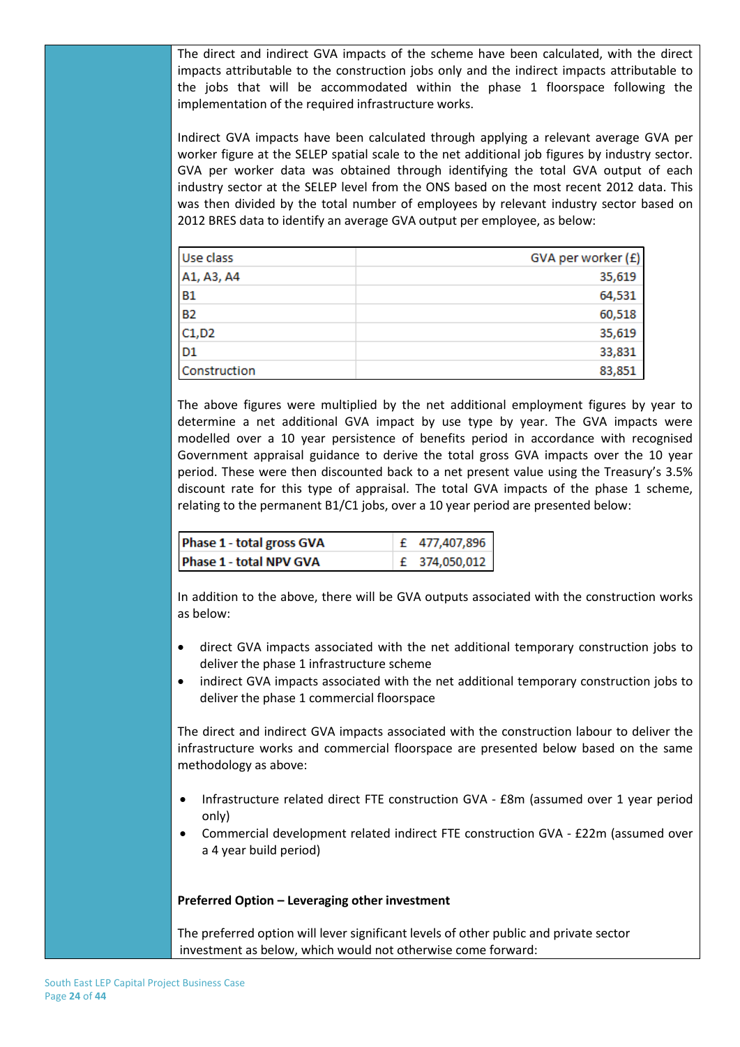The direct and indirect GVA impacts of the scheme have been calculated, with the direct impacts attributable to the construction jobs only and the indirect impacts attributable to the jobs that will be accommodated within the phase 1 floorspace following the implementation of the required infrastructure works.

Indirect GVA impacts have been calculated through applying a relevant average GVA per worker figure at the SELEP spatial scale to the net additional job figures by industry sector. GVA per worker data was obtained through identifying the total GVA output of each industry sector at the SELEP level from the ONS based on the most recent 2012 data. This was then divided by the total number of employees by relevant industry sector based on 2012 BRES data to identify an average GVA output per employee, as below:

| Use class | GVA per worker (£) |
|---|---:|
| A1, A3, A4 | 35,619 |
| B1 | 64,531 |
| B2 | 60,518 |
| C1,D2 | 35,619 |
| D1 | 33,831 |
| Construction | 83,851 |

The above figures were multiplied by the net additional employment figures by year to determine a net additional GVA impact by use type by year. The GVA impacts were modelled over a 10 year persistence of benefits period in accordance with recognised Government appraisal guidance to derive the total gross GVA impacts over the 10 year period. These were then discounted back to a net present value using the Treasury's 3.5% discount rate for this type of appraisal. The total GVA impacts of the phase 1 scheme, relating to the permanent B1/C1 jobs, over a 10 year period are presented below:

| | |
|---|---:|
| **Phase 1 - total gross GVA** | £ 477,407,896 |
| **Phase 1 - total NPV GVA** | £ 374,050,012 |

In addition to the above, there will be GVA outputs associated with the construction works as below:

- direct GVA impacts associated with the net additional temporary construction jobs to deliver the phase 1 infrastructure scheme
- indirect GVA impacts associated with the net additional temporary construction jobs to deliver the phase 1 commercial floorspace

The direct and indirect GVA impacts associated with the construction labour to deliver the infrastructure works and commercial floorspace are presented below based on the same methodology as above:

- Infrastructure related direct FTE construction GVA - £8m (assumed over 1 year period only)
- Commercial development related indirect FTE construction GVA - £22m (assumed over a 4 year build period)

**Preferred Option – Leveraging other investment**

The preferred option will lever significant levels of other public and private sector investment as below, which would not otherwise come forward: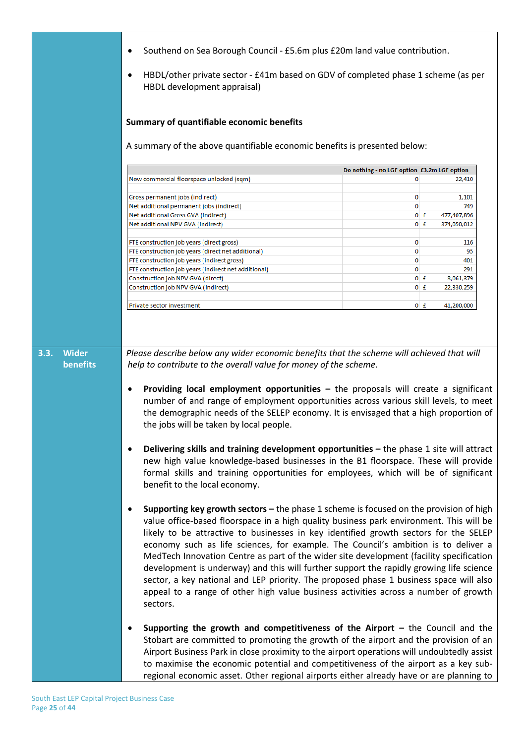- Southend on Sea Borough Council - £5.6m plus £20m land value contribution.
- HBDL/other private sector - £41m based on GDV of completed phase 1 scheme (as per HBDL development appraisal)

**Summary of quantifiable economic benefits**

A summary of the above quantifiable economic benefits is presented below:

| | Do nothing - no LGF option | £3.2m LGF option |
|---|---|---|
| New commercial floorspace unlocked (sqm) | 0 | 22,410 |
| | | |
| Gross permanent jobs (indirect) | 0 | 1,101 |
| Net additional permanent jobs (indirect) | 0 | 749 |
| Net additional Gross GVA (indirect) | 0 | £ 477,407,896 |
| Net additional NPV GVA (indirect) | 0 | £ 374,050,012 |
| | | |
| FTE construction job years (direct gross) | 0 | 116 |
| FTE construction job years (direct net additional) | 0 | 95 |
| FTE construction job years (indirect gross) | 0 | 401 |
| FTE construction job years (indirect net additional) | 0 | 291 |
| Construction job NPV GVA (direct) | 0 | £ 8,061,379 |
| Construction job NPV GVA (indirect) | 0 | £ 22,330,259 |
| | | |
| Private sector investment | 0 | £ 41,200,000 |

## 3.3. Wider benefits

*Please describe below any wider economic benefits that the scheme will achieved that will help to contribute to the overall value for money of the scheme.*

- **Providing local employment opportunities –** the proposals will create a significant number of and range of employment opportunities across various skill levels, to meet the demographic needs of the SELEP economy. It is envisaged that a high proportion of the jobs will be taken by local people.

- **Delivering skills and training development opportunities –** the phase 1 site will attract new high value knowledge-based businesses in the B1 floorspace. These will provide formal skills and training opportunities for employees, which will be of significant benefit to the local economy.

- **Supporting key growth sectors –** the phase 1 scheme is focused on the provision of high value office-based floorspace in a high quality business park environment. This will be likely to be attractive to businesses in key identified growth sectors for the SELEP economy such as life sciences, for example. The Council's ambition is to deliver a MedTech Innovation Centre as part of the wider site development (facility specification development is underway) and this will further support the rapidly growing life science sector, a key national and LEP priority. The proposed phase 1 business space will also appeal to a range of other high value business activities across a number of growth sectors.

- **Supporting the growth and competitiveness of the Airport –** the Council and the Stobart are committed to promoting the growth of the airport and the provision of an Airport Business Park in close proximity to the airport operations will undoubtedly assist to maximise the economic potential and competitiveness of the airport as a key sub-regional economic asset. Other regional airports either already have or are planning to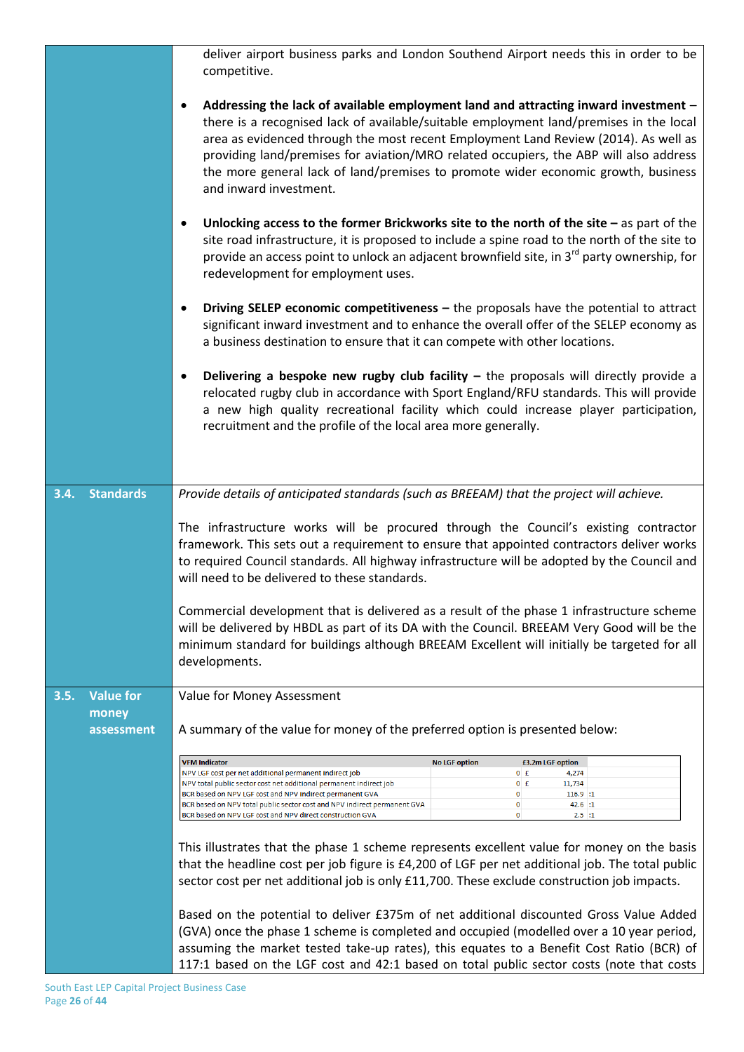deliver airport business parks and London Southend Airport needs this in order to be competitive.

- **Addressing the lack of available employment land and attracting inward investment** – there is a recognised lack of available/suitable employment land/premises in the local area as evidenced through the most recent Employment Land Review (2014). As well as providing land/premises for aviation/MRO related occupiers, the ABP will also address the more general lack of land/premises to promote wider economic growth, business and inward investment.

- **Unlocking access to the former Brickworks site to the north of the site –** as part of the site road infrastructure, it is proposed to include a spine road to the north of the site to provide an access point to unlock an adjacent brownfield site, in 3rd party ownership, for redevelopment for employment uses.

- **Driving SELEP economic competitiveness –** the proposals have the potential to attract significant inward investment and to enhance the overall offer of the SELEP economy as a business destination to ensure that it can compete with other locations.

- **Delivering a bespoke new rugby club facility –** the proposals will directly provide a relocated rugby club in accordance with Sport England/RFU standards. This will provide a new high quality recreational facility which could increase player participation, recruitment and the profile of the local area more generally.

## 3.4. Standards

*Provide details of anticipated standards (such as BREEAM) that the project will achieve.*

The infrastructure works will be procured through the Council's existing contractor framework. This sets out a requirement to ensure that appointed contractors deliver works to required Council standards. All highway infrastructure will be adopted by the Council and will need to be delivered to these standards.

Commercial development that is delivered as a result of the phase 1 infrastructure scheme will be delivered by HBDL as part of its DA with the Council. BREEAM Very Good will be the minimum standard for buildings although BREEAM Excellent will initially be targeted for all developments.

## 3.5. Value for money assessment

Value for Money Assessment

A summary of the value for money of the preferred option is presented below:

| VFM Indicator | No LGF option | £3.2m LGF option |
|---|---|---|
| NPV LGF cost per net additional permanent indirect job | 0 | £ 4,274 |
| NPV total public sector cost net additional permanent indirect job | 0 | £ 11,734 |
| BCR based on NPV LGF cost and NPV indirect permanent GVA | 0 | 116.9 :1 |
| BCR based on NPV total public sector cost and NPV indirect permanent GVA | 0 | 42.6 :1 |
| BCR based on NPV LGF cost and NPV direct construction GVA | 0 | 2.5 :1 |

This illustrates that the phase 1 scheme represents excellent value for money on the basis that the headline cost per job figure is £4,200 of LGF per net additional job. The total public sector cost per net additional job is only £11,700. These exclude construction job impacts.

Based on the potential to deliver £375m of net additional discounted Gross Value Added (GVA) once the phase 1 scheme is completed and occupied (modelled over a 10 year period, assuming the market tested take-up rates), this equates to a Benefit Cost Ratio (BCR) of 117:1 based on the LGF cost and 42:1 based on total public sector costs (note that costs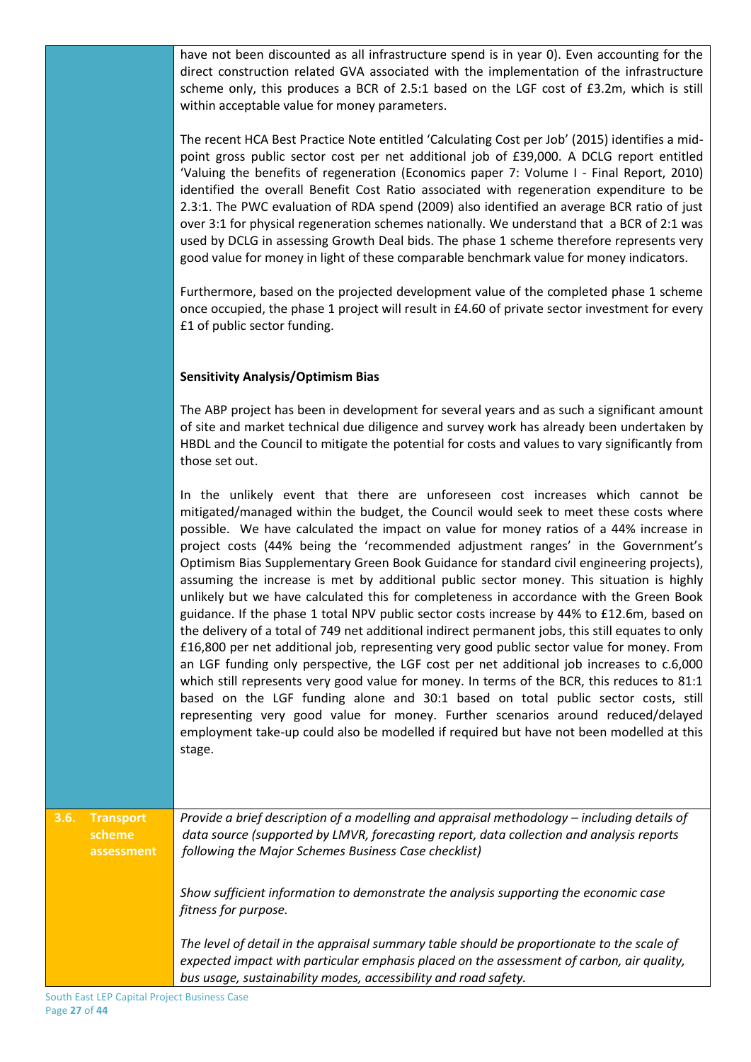| | |
|---|---|
| | have not been discounted as all infrastructure spend is in year 0). Even accounting for the direct construction related GVA associated with the implementation of the infrastructure scheme only, this produces a BCR of 2.5:1 based on the LGF cost of £3.2m, which is still within acceptable value for money parameters.<br><br>The recent HCA Best Practice Note entitled 'Calculating Cost per Job' (2015) identifies a mid-point gross public sector cost per net additional job of £39,000. A DCLG report entitled 'Valuing the benefits of regeneration (Economics paper 7: Volume I - Final Report, 2010) identified the overall Benefit Cost Ratio associated with regeneration expenditure to be 2.3:1. The PWC evaluation of RDA spend (2009) also identified an average BCR ratio of just over 3:1 for physical regeneration schemes nationally. We understand that a BCR of 2:1 was used by DCLG in assessing Growth Deal bids. The phase 1 scheme therefore represents very good value for money in light of these comparable benchmark value for money indicators.<br><br>Furthermore, based on the projected development value of the completed phase 1 scheme once occupied, the phase 1 project will result in £4.60 of private sector investment for every £1 of public sector funding.<br><br>**Sensitivity Analysis/Optimism Bias**<br><br>The ABP project has been in development for several years and as such a significant amount of site and market technical due diligence and survey work has already been undertaken by HBDL and the Council to mitigate the potential for costs and values to vary significantly from those set out.<br><br>In the unlikely event that there are unforeseen cost increases which cannot be mitigated/managed within the budget, the Council would seek to meet these costs where possible. We have calculated the impact on value for money ratios of a 44% increase in project costs (44% being the 'recommended adjustment ranges' in the Government's Optimism Bias Supplementary Green Book Guidance for standard civil engineering projects), assuming the increase is met by additional public sector money. This situation is highly unlikely but we have calculated this for completeness in accordance with the Green Book guidance. If the phase 1 total NPV public sector costs increase by 44% to £12.6m, based on the delivery of a total of 749 net additional indirect permanent jobs, this still equates to only £16,800 per net additional job, representing very good public sector value for money. From an LGF funding only perspective, the LGF cost per net additional job increases to c.6,000 which still represents very good value for money. In terms of the BCR, this reduces to 81:1 based on the LGF funding alone and 30:1 based on total public sector costs, still representing very good value for money. Further scenarios around reduced/delayed employment take-up could also be modelled if required but have not been modelled at this stage. |
| **3.6. Transport scheme assessment** | *Provide a brief description of a modelling and appraisal methodology – including details of data source (supported by LMVR, forecasting report, data collection and analysis reports following the Major Schemes Business Case checklist)*<br><br>*Show sufficient information to demonstrate the analysis supporting the economic case fitness for purpose.*<br><br>*The level of detail in the appraisal summary table should be proportionate to the scale of expected impact with particular emphasis placed on the assessment of carbon, air quality, bus usage, sustainability modes, accessibility and road safety.* |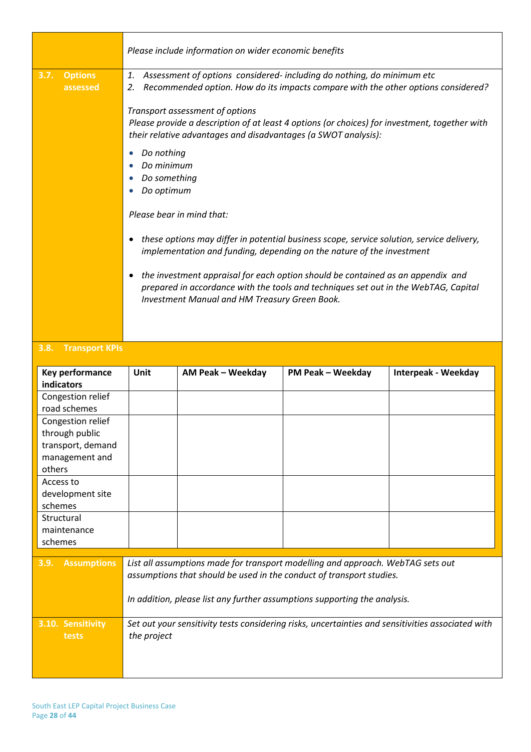| | |
|---|---|
| | *Please include information on wider economic benefits* |
| **3.7. Options assessed** | 1. *Assessment of options considered- including do nothing, do minimum etc*<br>2. *Recommended option. How do its impacts compare with the other options considered?*<br><br>*Transport assessment of options*<br>*Please provide a description of at least 4 options (or choices) for investment, together with their relative advantages and disadvantages (a SWOT analysis):*<br><br>• *Do nothing*<br>• *Do minimum*<br>• *Do something*<br>• *Do optimum*<br><br>*Please bear in mind that:*<br><br>• *these options may differ in potential business scope, service solution, service delivery, implementation and funding, depending on the nature of the investment*<br><br>• *the investment appraisal for each option should be contained as an appendix and prepared in accordance with the tools and techniques set out in the WebTAG, Capital Investment Manual and HM Treasury Green Book.* |

**3.8. Transport KPIs**

| Key performance indicators | Unit | AM Peak – Weekday | PM Peak – Weekday | Interpeak - Weekday |
|---|---|---|---|---|
| Congestion relief road schemes | | | | |
| Congestion relief through public transport, demand management and others | | | | |
| Access to development site schemes | | | | |
| Structural maintenance schemes | | | | |

| | |
|---|---|
| **3.9. Assumptions** | *List all assumptions made for transport modelling and approach. WebTAG sets out assumptions that should be used in the conduct of transport studies.*<br><br>*In addition, please list any further assumptions supporting the analysis.* |
| **3.10. Sensitivity tests** | *Set out your sensitivity tests considering risks, uncertainties and sensitivities associated with the project* |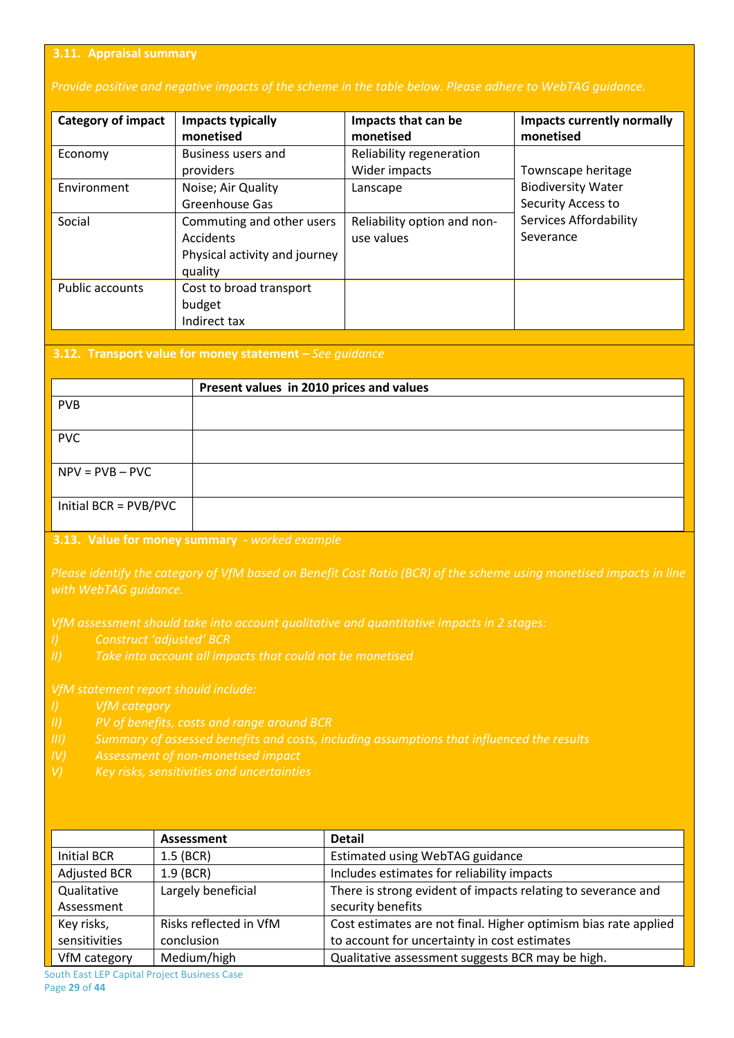### 3.11. Appraisal summary

*Provide positive and negative impacts of the scheme in the table below. Please adhere to WebTAG guidance.*

| Category of impact | Impacts typically monetised | Impacts that can be monetised | Impacts currently normally monetised |
|---|---|---|---|
| Economy | Business users and providers | Reliability regeneration Wider impacts | Townscape heritage Biodiversity Water Security Access to Services Affordability Severance |
| Environment | Noise; Air Quality Greenhouse Gas | Lanscape | |
| Social | Commuting and other users Accidents Physical activity and journey quality | Reliability option and non-use values | |
| Public accounts | Cost to broad transport budget Indirect tax | | |

### 3.12. Transport value for money statement – *See guidance*

| | Present values in 2010 prices and values |
|---|---|
| PVB | |
| PVC | |
| NPV = PVB – PVC | |
| Initial BCR = PVB/PVC | |

### 3.13. Value for money summary - *worked example*

*Please identify the category of VfM based on Benefit Cost Ratio (BCR) of the scheme using monetised impacts in line with WebTAG guidance.*

*VfM assessment should take into account qualitative and quantitative impacts in 2 stages:*

*I) Construct 'adjusted' BCR*
*II) Take into account all impacts that could not be monetised*

*VfM statement report should include:*

*I) VfM category*
*II) PV of benefits, costs and range around BCR*
*III) Summary of assessed benefits and costs, including assumptions that influenced the results*
*IV) Assessment of non-monetised impact*
*V) Key risks, sensitivities and uncertainties*

| | Assessment | Detail |
|---|---|---|
| Initial BCR | 1.5 (BCR) | Estimated using WebTAG guidance |
| Adjusted BCR | 1.9 (BCR) | Includes estimates for reliability impacts |
| Qualitative Assessment | Largely beneficial | There is strong evident of impacts relating to severance and security benefits |
| Key risks, sensitivities | Risks reflected in VfM conclusion | Cost estimates are not final. Higher optimism bias rate applied to account for uncertainty in cost estimates |
| VfM category | Medium/high | Qualitative assessment suggests BCR may be high. |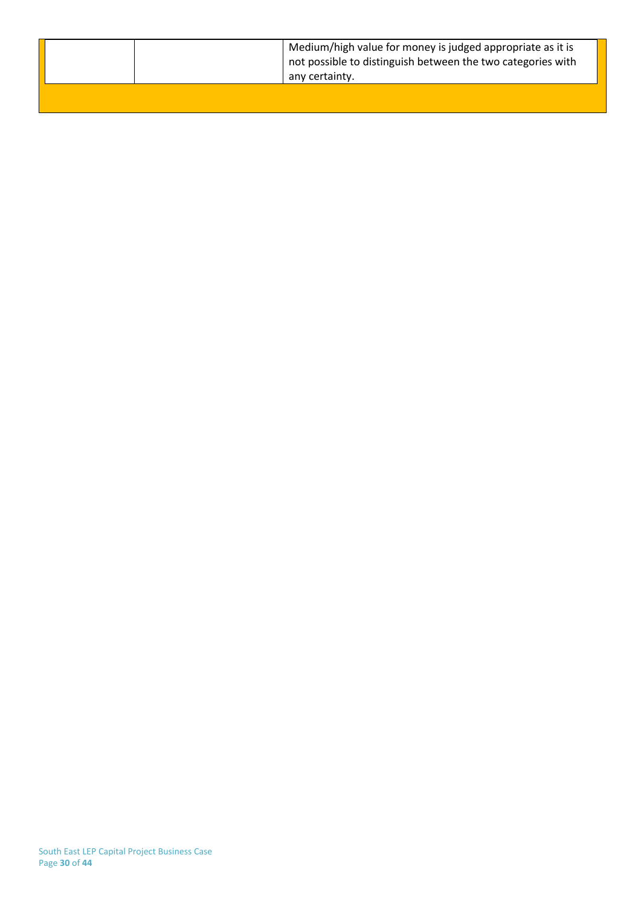| | | |
|---|---|---|
| | | Medium/high value for money is judged appropriate as it is not possible to distinguish between the two categories with any certainty. |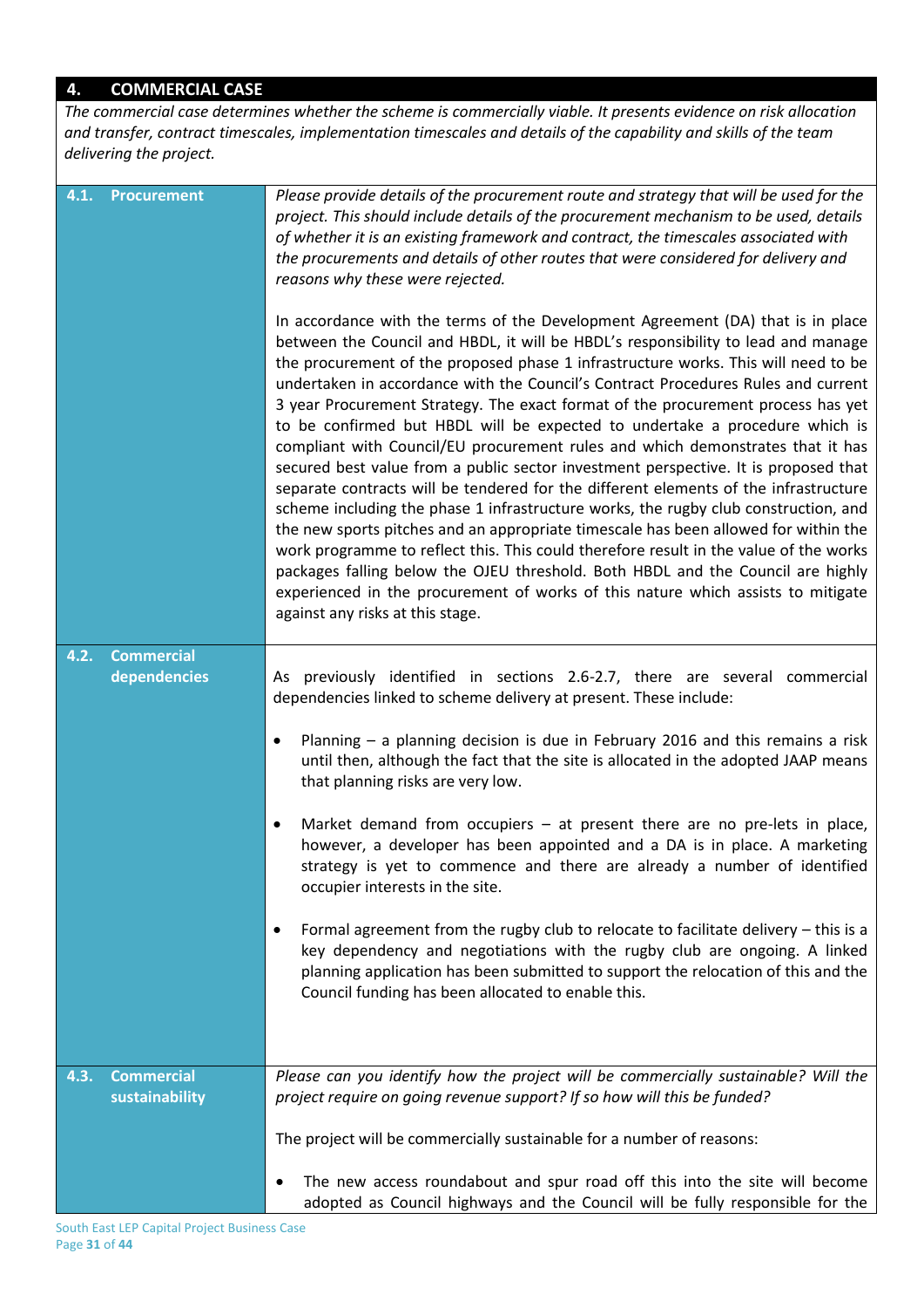## 4. COMMERCIAL CASE

*The commercial case determines whether the scheme is commercially viable. It presents evidence on risk allocation and transfer, contract timescales, implementation timescales and details of the capability and skills of the team delivering the project.*

| | |
|---|---|
| **4.1. Procurement** | *Please provide details of the procurement route and strategy that will be used for the project. This should include details of the procurement mechanism to be used, details of whether it is an existing framework and contract, the timescales associated with the procurements and details of other routes that were considered for delivery and reasons why these were rejected.*<br><br>In accordance with the terms of the Development Agreement (DA) that is in place between the Council and HBDL, it will be HBDL's responsibility to lead and manage the procurement of the proposed phase 1 infrastructure works. This will need to be undertaken in accordance with the Council's Contract Procedures Rules and current 3 year Procurement Strategy. The exact format of the procurement process has yet to be confirmed but HBDL will be expected to undertake a procedure which is compliant with Council/EU procurement rules and which demonstrates that it has secured best value from a public sector investment perspective. It is proposed that separate contracts will be tendered for the different elements of the infrastructure scheme including the phase 1 infrastructure works, the rugby club construction, and the new sports pitches and an appropriate timescale has been allowed for within the work programme to reflect this. This could therefore result in the value of the works packages falling below the OJEU threshold. Both HBDL and the Council are highly experienced in the procurement of works of this nature which assists to mitigate against any risks at this stage. |
| **4.2. Commercial dependencies** | As previously identified in sections 2.6-2.7, there are several commercial dependencies linked to scheme delivery at present. These include:<br><br>• Planning – a planning decision is due in February 2016 and this remains a risk until then, although the fact that the site is allocated in the adopted JAAP means that planning risks are very low.<br><br>• Market demand from occupiers – at present there are no pre-lets in place, however, a developer has been appointed and a DA is in place. A marketing strategy is yet to commence and there are already a number of identified occupier interests in the site.<br><br>• Formal agreement from the rugby club to relocate to facilitate delivery – this is a key dependency and negotiations with the rugby club are ongoing. A linked planning application has been submitted to support the relocation of this and the Council funding has been allocated to enable this. |
| **4.3. Commercial sustainability** | *Please can you identify how the project will be commercially sustainable? Will the project require on going revenue support? If so how will this be funded?*<br><br>The project will be commercially sustainable for a number of reasons:<br><br>• The new access roundabout and spur road off this into the site will become adopted as Council highways and the Council will be fully responsible for the |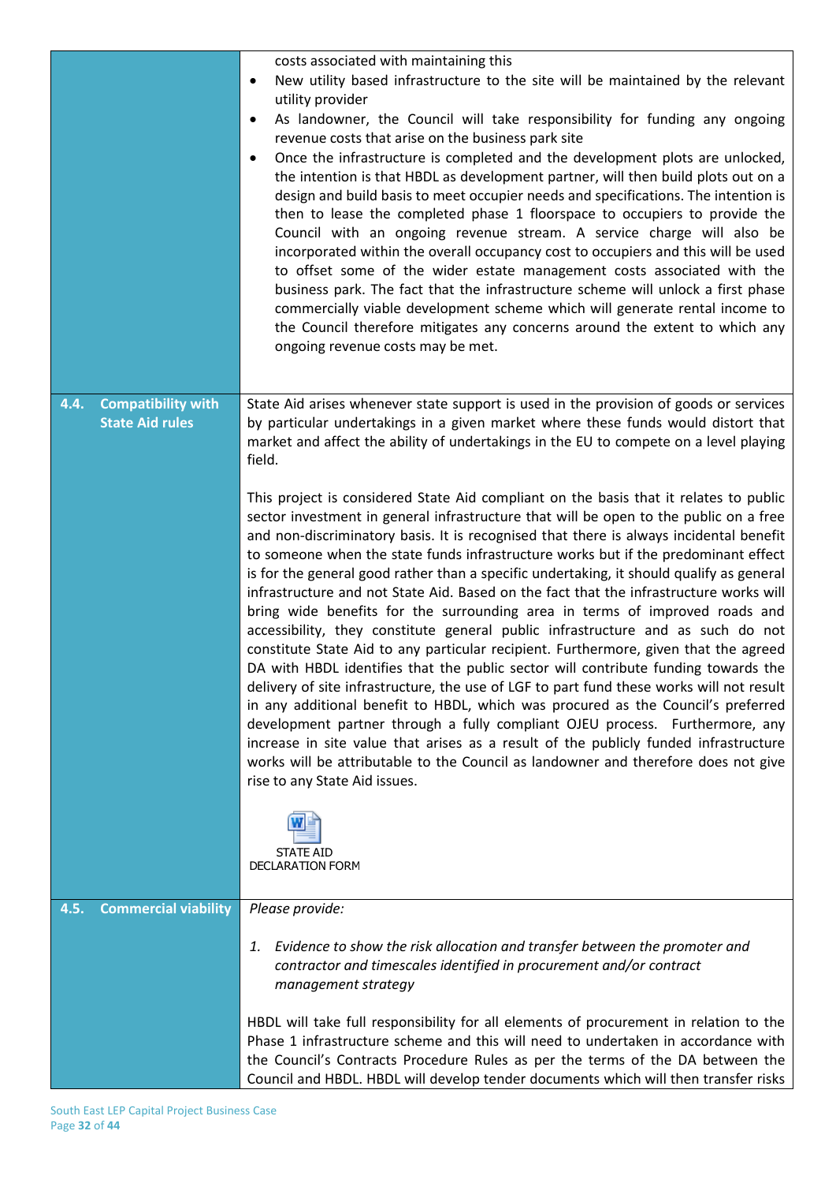| | |
|---|---|
| | costs associated with maintaining this<br>• New utility based infrastructure to the site will be maintained by the relevant utility provider<br>• As landowner, the Council will take responsibility for funding any ongoing revenue costs that arise on the business park site<br>• Once the infrastructure is completed and the development plots are unlocked, the intention is that HBDL as development partner, will then build plots out on a design and build basis to meet occupier needs and specifications. The intention is then to lease the completed phase 1 floorspace to occupiers to provide the Council with an ongoing revenue stream. A service charge will also be incorporated within the overall occupancy cost to occupiers and this will be used to offset some of the wider estate management costs associated with the business park. The fact that the infrastructure scheme will unlock a first phase commercially viable development scheme which will generate rental income to the Council therefore mitigates any concerns around the extent to which any ongoing revenue costs may be met. |
| **4.4. Compatibility with State Aid rules** | State Aid arises whenever state support is used in the provision of goods or services by particular undertakings in a given market where these funds would distort that market and affect the ability of undertakings in the EU to compete on a level playing field.<br><br>This project is considered State Aid compliant on the basis that it relates to public sector investment in general infrastructure that will be open to the public on a free and non-discriminatory basis. It is recognised that there is always incidental benefit to someone when the state funds infrastructure works but if the predominant effect is for the general good rather than a specific undertaking, it should qualify as general infrastructure and not State Aid. Based on the fact that the infrastructure works will bring wide benefits for the surrounding area in terms of improved roads and accessibility, they constitute general public infrastructure and as such do not constitute State Aid to any particular recipient. Furthermore, given that the agreed DA with HBDL identifies that the public sector will contribute funding towards the delivery of site infrastructure, the use of LGF to part fund these works will not result in any additional benefit to HBDL, which was procured as the Council's preferred development partner through a fully compliant OJEU process. Furthermore, any increase in site value that arises as a result of the publicly funded infrastructure works will be attributable to the Council as landowner and therefore does not give rise to any State Aid issues.<br><br>STATE AID DECLARATION FORM |
| **4.5. Commercial viability** | *Please provide:*<br><br>*1. Evidence to show the risk allocation and transfer between the promoter and contractor and timescales identified in procurement and/or contract management strategy*<br><br>HBDL will take full responsibility for all elements of procurement in relation to the Phase 1 infrastructure scheme and this will need to undertaken in accordance with the Council's Contracts Procedure Rules as per the terms of the DA between the Council and HBDL. HBDL will develop tender documents which will then transfer risks |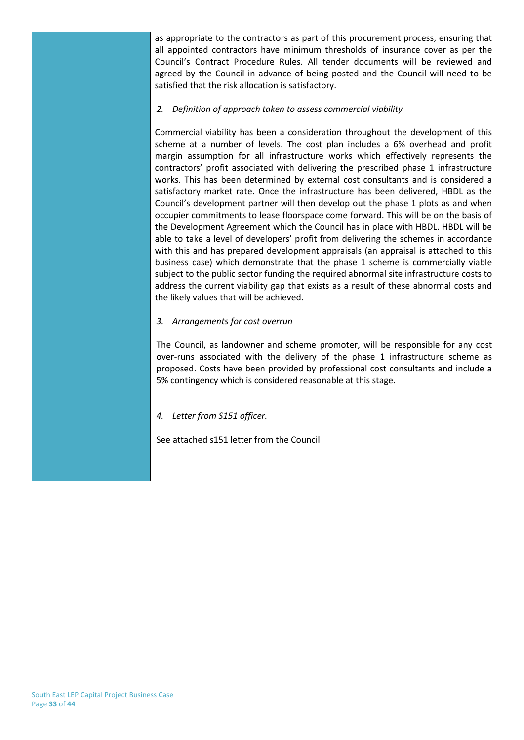as appropriate to the contractors as part of this procurement process, ensuring that all appointed contractors have minimum thresholds of insurance cover as per the Council's Contract Procedure Rules. All tender documents will be reviewed and agreed by the Council in advance of being posted and the Council will need to be satisfied that the risk allocation is satisfactory.

*2. Definition of approach taken to assess commercial viability*

Commercial viability has been a consideration throughout the development of this scheme at a number of levels. The cost plan includes a 6% overhead and profit margin assumption for all infrastructure works which effectively represents the contractors' profit associated with delivering the prescribed phase 1 infrastructure works. This has been determined by external cost consultants and is considered a satisfactory market rate. Once the infrastructure has been delivered, HBDL as the Council's development partner will then develop out the phase 1 plots as and when occupier commitments to lease floorspace come forward. This will be on the basis of the Development Agreement which the Council has in place with HBDL. HBDL will be able to take a level of developers' profit from delivering the schemes in accordance with this and has prepared development appraisals (an appraisal is attached to this business case) which demonstrate that the phase 1 scheme is commercially viable subject to the public sector funding the required abnormal site infrastructure costs to address the current viability gap that exists as a result of these abnormal costs and the likely values that will be achieved.

*3. Arrangements for cost overrun*

The Council, as landowner and scheme promoter, will be responsible for any cost over-runs associated with the delivery of the phase 1 infrastructure scheme as proposed. Costs have been provided by professional cost consultants and include a 5% contingency which is considered reasonable at this stage.

*4. Letter from S151 officer.*

See attached s151 letter from the Council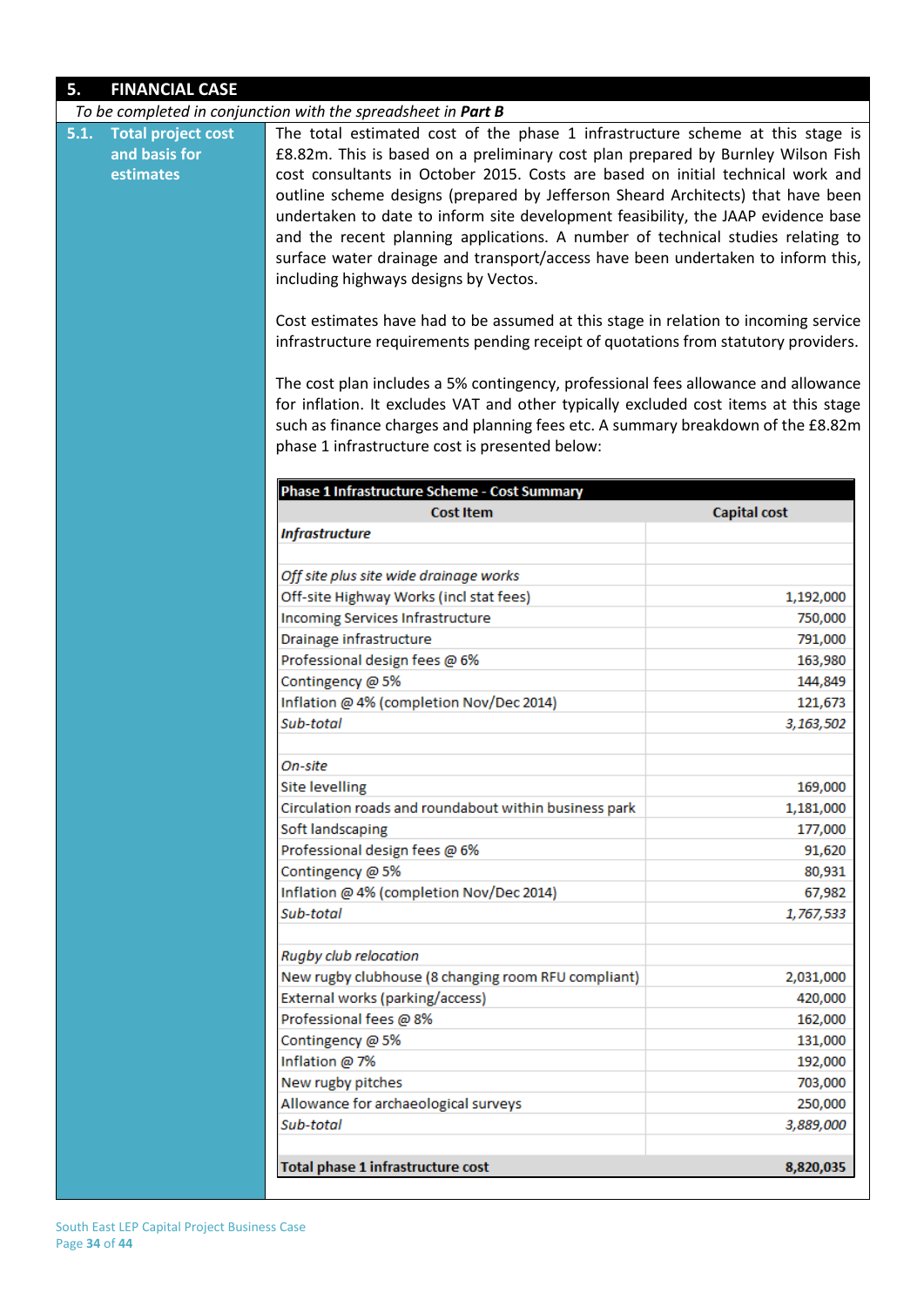## 5. FINANCIAL CASE

*To be completed in conjunction with the spreadsheet in **Part B***

### 5.1. Total project cost and basis for estimates

The total estimated cost of the phase 1 infrastructure scheme at this stage is £8.82m. This is based on a preliminary cost plan prepared by Burnley Wilson Fish cost consultants in October 2015. Costs are based on initial technical work and outline scheme designs (prepared by Jefferson Sheard Architects) that have been undertaken to date to inform site development feasibility, the JAAP evidence base and the recent planning applications. A number of technical studies relating to surface water drainage and transport/access have been undertaken to inform this, including highways designs by Vectos.

Cost estimates have had to be assumed at this stage in relation to incoming service infrastructure requirements pending receipt of quotations from statutory providers.

The cost plan includes a 5% contingency, professional fees allowance and allowance for inflation. It excludes VAT and other typically excluded cost items at this stage such as finance charges and planning fees etc. A summary breakdown of the £8.82m phase 1 infrastructure cost is presented below:

| **Phase 1 Infrastructure Scheme - Cost Summary** | |
|---|---|
| **Cost Item** | **Capital cost** |
| ***Infrastructure*** | |
| | |
| *Off site plus site wide drainage works* | |
| Off-site Highway Works (incl stat fees) | 1,192,000 |
| Incoming Services Infrastructure | 750,000 |
| Drainage infrastructure | 791,000 |
| Professional design fees @ 6% | 163,980 |
| Contingency @ 5% | 144,849 |
| Inflation @ 4% (completion Nov/Dec 2014) | 121,673 |
| *Sub-total* | *3,163,502* |
| | |
| *On-site* | |
| Site levelling | 169,000 |
| Circulation roads and roundabout within business park | 1,181,000 |
| Soft landscaping | 177,000 |
| Professional design fees @ 6% | 91,620 |
| Contingency @ 5% | 80,931 |
| Inflation @ 4% (completion Nov/Dec 2014) | 67,982 |
| *Sub-total* | *1,767,533* |
| | |
| *Rugby club relocation* | |
| New rugby clubhouse (8 changing room RFU compliant) | 2,031,000 |
| External works (parking/access) | 420,000 |
| Professional fees @ 8% | 162,000 |
| Contingency @ 5% | 131,000 |
| Inflation @ 7% | 192,000 |
| New rugby pitches | 703,000 |
| Allowance for archaeological surveys | 250,000 |
| *Sub-total* | *3,889,000* |
| | |
| **Total phase 1 infrastructure cost** | **8,820,035** |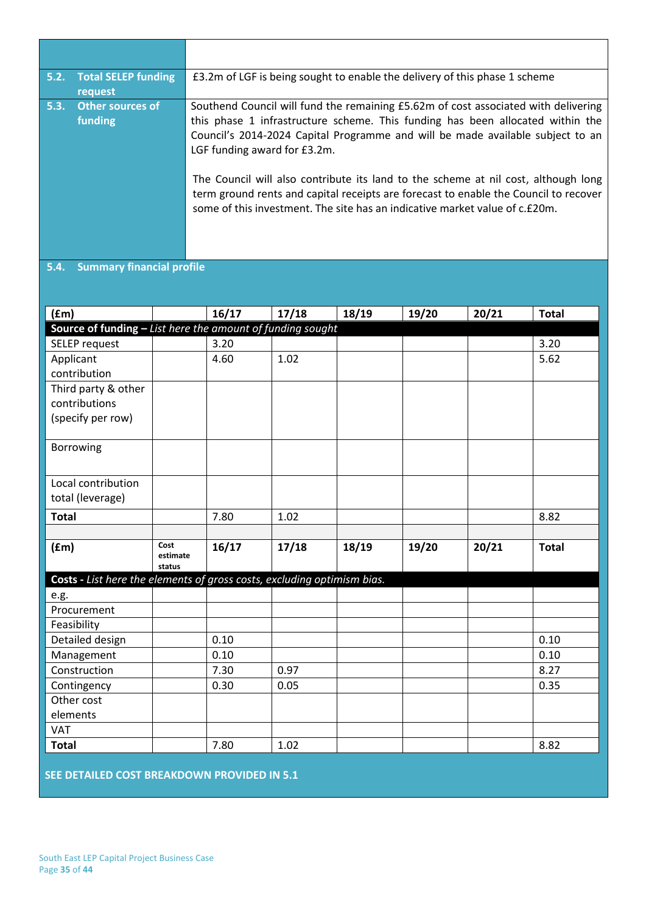| | |
|---|---|
| | |
| **5.2. Total SELEP funding request** | £3.2m of LGF is being sought to enable the delivery of this phase 1 scheme |
| **5.3. Other sources of funding** | Southend Council will fund the remaining £5.62m of cost associated with delivering this phase 1 infrastructure scheme. This funding has been allocated within the Council's 2014-2024 Capital Programme and will be made available subject to an LGF funding award for £3.2m.<br><br>The Council will also contribute its land to the scheme at nil cost, although long term ground rents and capital receipts are forecast to enable the Council to recover some of this investment. The site has an indicative market value of c.£20m. |

## 5.4. Summary financial profile

| (£m) | | 16/17 | 17/18 | 18/19 | 19/20 | 20/21 | Total |
|---|---|---|---|---|---|---|---|
| **Source of funding –** *List here the amount of funding sought* | | | | | | | |
| SELEP request | | 3.20 | | | | | 3.20 |
| Applicant contribution | | 4.60 | 1.02 | | | | 5.62 |
| Third party & other contributions (specify per row) | | | | | | | |
| Borrowing | | | | | | | |
| Local contribution total (leverage) | | | | | | | |
| **Total** | | 7.80 | 1.02 | | | | 8.82 |
| | | | | | | | |
| **(£m)** | **Cost estimate status** | **16/17** | **17/18** | **18/19** | **19/20** | **20/21** | **Total** |
| **Costs -** *List here the elements of gross costs, excluding optimism bias.* | | | | | | | |
| e.g. | | | | | | | |
| Procurement | | | | | | | |
| Feasibility | | | | | | | |
| Detailed design | | 0.10 | | | | | 0.10 |
| Management | | 0.10 | | | | | 0.10 |
| Construction | | 7.30 | 0.97 | | | | 8.27 |
| Contingency | | 0.30 | 0.05 | | | | 0.35 |
| Other cost elements | | | | | | | |
| VAT | | | | | | | |
| **Total** | | 7.80 | 1.02 | | | | 8.82 |

**SEE DETAILED COST BREAKDOWN PROVIDED IN 5.1**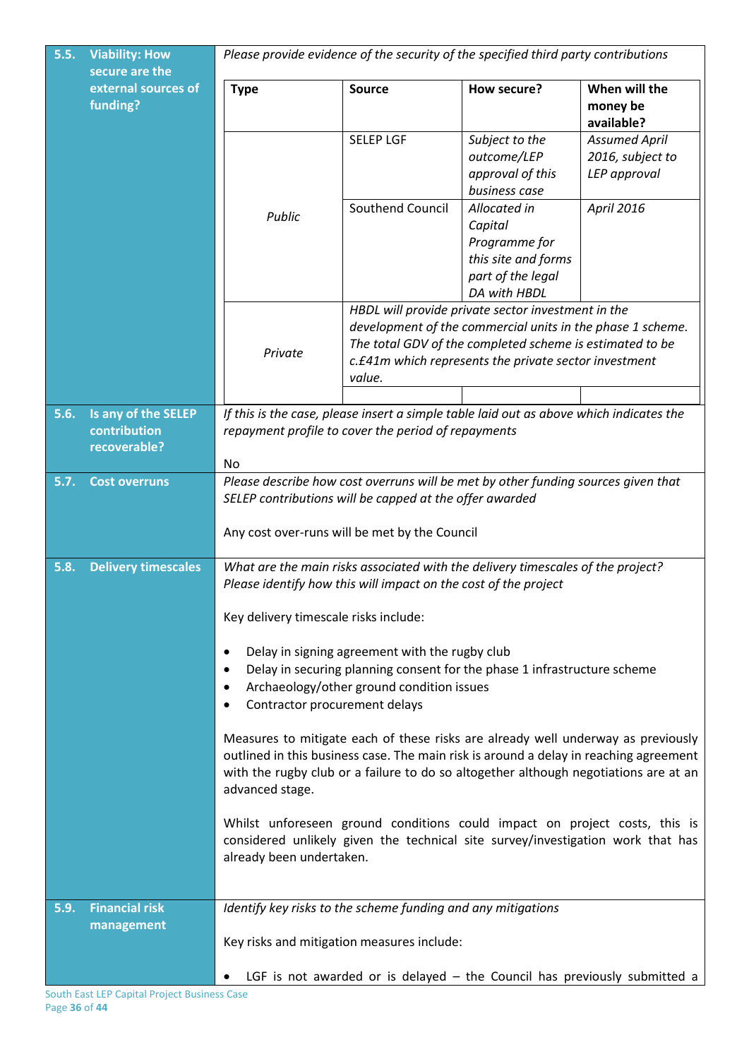**5.5. Viability: How secure are the external sources of funding?**

*Please provide evidence of the security of the specified third party contributions*

| Type | Source | How secure? | When will the money be available? |
|---|---|---|---|
| *Public* | SELEP LGF | *Subject to the outcome/LEP approval of this business case* | *Assumed April 2016, subject to LEP approval* |
| | Southend Council | *Allocated in Capital Programme for this site and forms part of the legal DA with HBDL* | *April 2016* |
| *Private* | *HBDL will provide private sector investment in the development of the commercial units in the phase 1 scheme. The total GDV of the completed scheme is estimated to be c.£41m which represents the private sector investment value.* | | |
| | | | |

**5.6. Is any of the SELEP contribution recoverable?**

*If this is the case, please insert a simple table laid out as above which indicates the repayment profile to cover the period of repayments*

No

**5.7. Cost overruns**

*Please describe how cost overruns will be met by other funding sources given that SELEP contributions will be capped at the offer awarded*

Any cost over-runs will be met by the Council

**5.8. Delivery timescales**

*What are the main risks associated with the delivery timescales of the project? Please identify how this will impact on the cost of the project*

Key delivery timescale risks include:

- Delay in signing agreement with the rugby club
- Delay in securing planning consent for the phase 1 infrastructure scheme
- Archaeology/other ground condition issues
- Contractor procurement delays

Measures to mitigate each of these risks are already well underway as previously outlined in this business case. The main risk is around a delay in reaching agreement with the rugby club or a failure to do so altogether although negotiations are at an advanced stage.

Whilst unforeseen ground conditions could impact on project costs, this is considered unlikely given the technical site survey/investigation work that has already been undertaken.

**5.9. Financial risk management**

*Identify key risks to the scheme funding and any mitigations*

Key risks and mitigation measures include:

- LGF is not awarded or is delayed – the Council has previously submitted a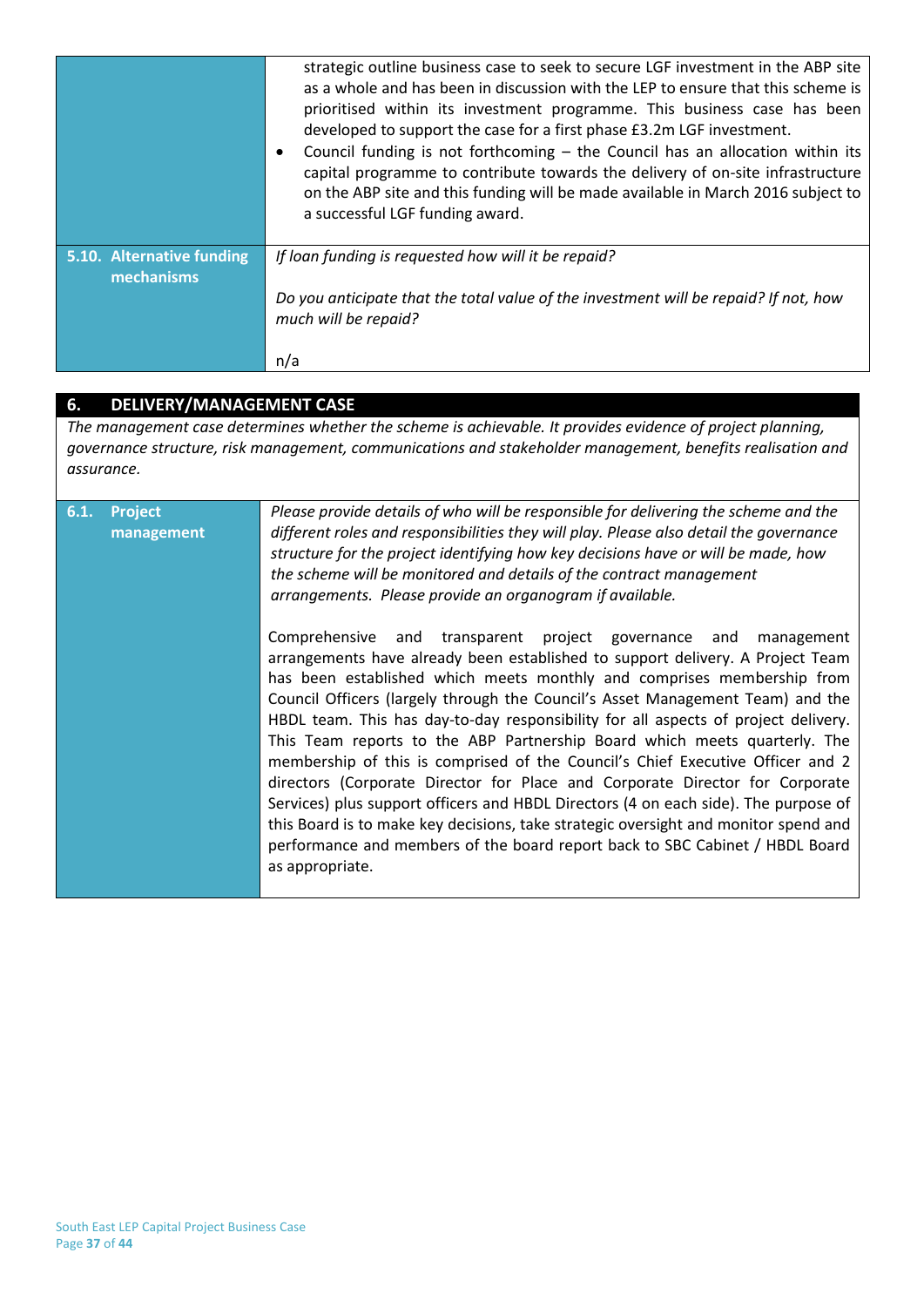| | |
|---|---|
| | strategic outline business case to seek to secure LGF investment in the ABP site as a whole and has been in discussion with the LEP to ensure that this scheme is prioritised within its investment programme. This business case has been developed to support the case for a first phase £3.2m LGF investment.<br>• Council funding is not forthcoming – the Council has an allocation within its capital programme to contribute towards the delivery of on-site infrastructure on the ABP site and this funding will be made available in March 2016 subject to a successful LGF funding award. |
| **5.10. Alternative funding mechanisms** | *If loan funding is requested how will it be repaid?*<br><br>*Do you anticipate that the total value of the investment will be repaid? If not, how much will be repaid?*<br><br>n/a |

## 6. DELIVERY/MANAGEMENT CASE

*The management case determines whether the scheme is achievable. It provides evidence of project planning, governance structure, risk management, communications and stakeholder management, benefits realisation and assurance.*

| | |
|---|---|
| **6.1. Project management** | *Please provide details of who will be responsible for delivering the scheme and the different roles and responsibilities they will play. Please also detail the governance structure for the project identifying how key decisions have or will be made, how the scheme will be monitored and details of the contract management arrangements. Please provide an organogram if available.*<br><br>Comprehensive and transparent project governance and management arrangements have already been established to support delivery. A Project Team has been established which meets monthly and comprises membership from Council Officers (largely through the Council's Asset Management Team) and the HBDL team. This has day-to-day responsibility for all aspects of project delivery. This Team reports to the ABP Partnership Board which meets quarterly. The membership of this is comprised of the Council's Chief Executive Officer and 2 directors (Corporate Director for Place and Corporate Director for Corporate Services) plus support officers and HBDL Directors (4 on each side). The purpose of this Board is to make key decisions, take strategic oversight and monitor spend and performance and members of the board report back to SBC Cabinet / HBDL Board as appropriate. |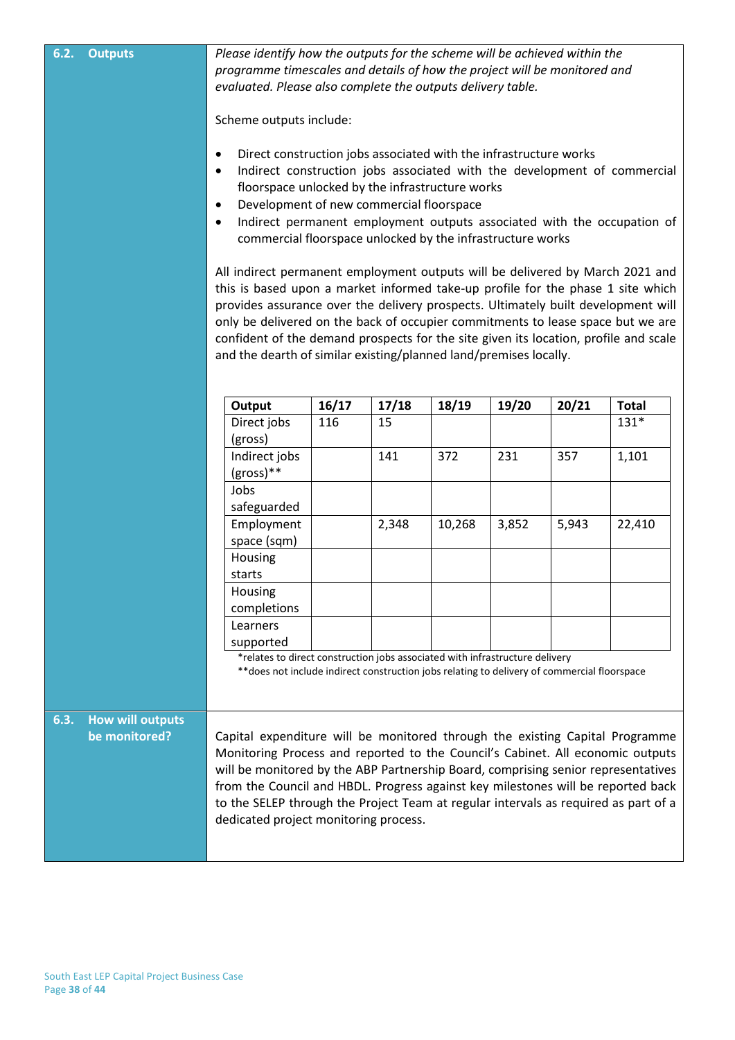## 6.2. Outputs

*Please identify how the outputs for the scheme will be achieved within the programme timescales and details of how the project will be monitored and evaluated. Please also complete the outputs delivery table.*

Scheme outputs include:

- Direct construction jobs associated with the infrastructure works
- Indirect construction jobs associated with the development of commercial floorspace unlocked by the infrastructure works
- Development of new commercial floorspace
- Indirect permanent employment outputs associated with the occupation of commercial floorspace unlocked by the infrastructure works

All indirect permanent employment outputs will be delivered by March 2021 and this is based upon a market informed take-up profile for the phase 1 site which provides assurance over the delivery prospects. Ultimately built development will only be delivered on the back of occupier commitments to lease space but we are confident of the demand prospects for the site given its location, profile and scale and the dearth of similar existing/planned land/premises locally.

| Output | 16/17 | 17/18 | 18/19 | 19/20 | 20/21 | Total |
|---|---|---|---|---|---|---|
| Direct jobs (gross) | 116 | 15 | | | | 131* |
| Indirect jobs (gross)** | | 141 | 372 | 231 | 357 | 1,101 |
| Jobs safeguarded | | | | | | |
| Employment space (sqm) | | 2,348 | 10,268 | 3,852 | 5,943 | 22,410 |
| Housing starts | | | | | | |
| Housing completions | | | | | | |
| Learners supported | | | | | | |

*relates to direct construction jobs associated with infrastructure delivery
**does not include indirect construction jobs relating to delivery of commercial floorspace

## 6.3. How will outputs be monitored?

Capital expenditure will be monitored through the existing Capital Programme Monitoring Process and reported to the Council's Cabinet. All economic outputs will be monitored by the ABP Partnership Board, comprising senior representatives from the Council and HBDL. Progress against key milestones will be reported back to the SELEP through the Project Team at regular intervals as required as part of a dedicated project monitoring process.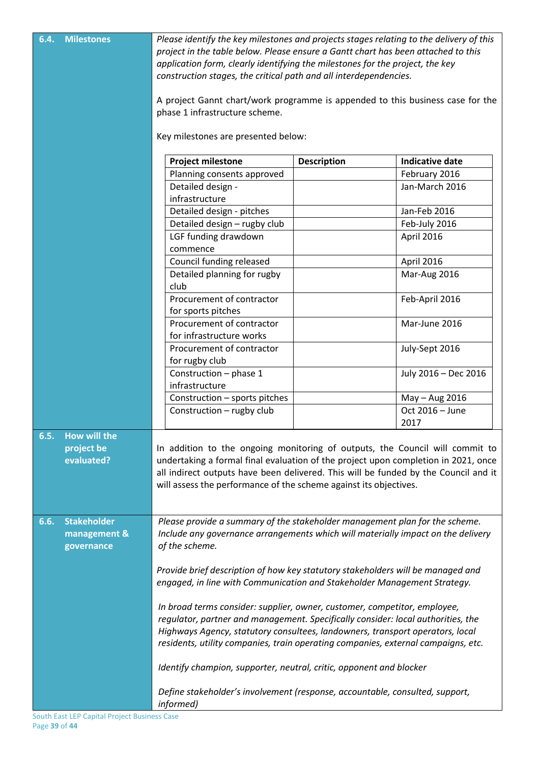## 6.4. Milestones

*Please identify the key milestones and projects stages relating to the delivery of this project in the table below. Please ensure a Gantt chart has been attached to this application form, clearly identifying the milestones for the project, the key construction stages, the critical path and all interdependencies.*

A project Gannt chart/work programme is appended to this business case for the phase 1 infrastructure scheme.

Key milestones are presented below:

| Project milestone | Description | Indicative date |
|---|---|---|
| Planning consents approved | | February 2016 |
| Detailed design - infrastructure | | Jan-March 2016 |
| Detailed design - pitches | | Jan-Feb 2016 |
| Detailed design – rugby club | | Feb-July 2016 |
| LGF funding drawdown commence | | April 2016 |
| Council funding released | | April 2016 |
| Detailed planning for rugby club | | Mar-Aug 2016 |
| Procurement of contractor for sports pitches | | Feb-April 2016 |
| Procurement of contractor for infrastructure works | | Mar-June 2016 |
| Procurement of contractor for rugby club | | July-Sept 2016 |
| Construction – phase 1 infrastructure | | July 2016 – Dec 2016 |
| Construction – sports pitches | | May – Aug 2016 |
| Construction – rugby club | | Oct 2016 – June 2017 |

## 6.5. How will the project be evaluated?

In addition to the ongoing monitoring of outputs, the Council will commit to undertaking a formal final evaluation of the project upon completion in 2021, once all indirect outputs have been delivered. This will be funded by the Council and it will assess the performance of the scheme against its objectives.

## 6.6. Stakeholder management & governance

*Please provide a summary of the stakeholder management plan for the scheme. Include any governance arrangements which will materially impact on the delivery of the scheme.*

*Provide brief description of how key statutory stakeholders will be managed and engaged, in line with Communication and Stakeholder Management Strategy.*

*In broad terms consider: supplier, owner, customer, competitor, employee, regulator, partner and management. Specifically consider: local authorities, the Highways Agency, statutory consultees, landowners, transport operators, local residents, utility companies, train operating companies, external campaigns, etc.*

*Identify champion, supporter, neutral, critic, opponent and blocker*

*Define stakeholder's involvement (response, accountable, consulted, support, informed)*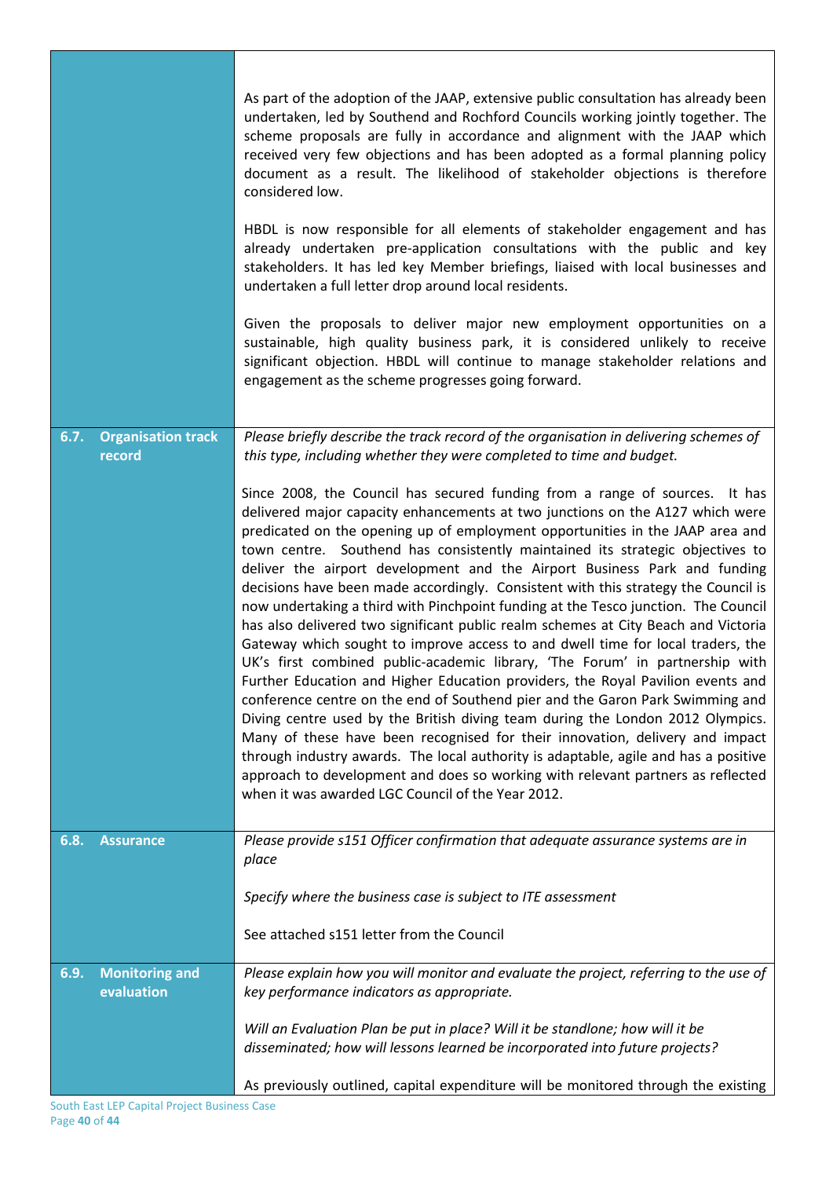| | |
|---|---|
| | As part of the adoption of the JAAP, extensive public consultation has already been undertaken, led by Southend and Rochford Councils working jointly together. The scheme proposals are fully in accordance and alignment with the JAAP which received very few objections and has been adopted as a formal planning policy document as a result. The likelihood of stakeholder objections is therefore considered low.<br><br>HBDL is now responsible for all elements of stakeholder engagement and has already undertaken pre-application consultations with the public and key stakeholders. It has led key Member briefings, liaised with local businesses and undertaken a full letter drop around local residents.<br><br>Given the proposals to deliver major new employment opportunities on a sustainable, high quality business park, it is considered unlikely to receive significant objection. HBDL will continue to manage stakeholder relations and engagement as the scheme progresses going forward. |
| **6.7. Organisation track record** | *Please briefly describe the track record of the organisation in delivering schemes of this type, including whether they were completed to time and budget.*<br><br>Since 2008, the Council has secured funding from a range of sources. It has delivered major capacity enhancements at two junctions on the A127 which were predicated on the opening up of employment opportunities in the JAAP area and town centre. Southend has consistently maintained its strategic objectives to deliver the airport development and the Airport Business Park and funding decisions have been made accordingly. Consistent with this strategy the Council is now undertaking a third with Pinchpoint funding at the Tesco junction. The Council has also delivered two significant public realm schemes at City Beach and Victoria Gateway which sought to improve access to and dwell time for local traders, the UK's first combined public-academic library, 'The Forum' in partnership with Further Education and Higher Education providers, the Royal Pavilion events and conference centre on the end of Southend pier and the Garon Park Swimming and Diving centre used by the British diving team during the London 2012 Olympics. Many of these have been recognised for their innovation, delivery and impact through industry awards. The local authority is adaptable, agile and has a positive approach to development and does so working with relevant partners as reflected when it was awarded LGC Council of the Year 2012. |
| **6.8. Assurance** | *Please provide s151 Officer confirmation that adequate assurance systems are in place*<br><br>*Specify where the business case is subject to ITE assessment*<br><br>See attached s151 letter from the Council |
| **6.9. Monitoring and evaluation** | *Please explain how you will monitor and evaluate the project, referring to the use of key performance indicators as appropriate.*<br><br>*Will an Evaluation Plan be put in place? Will it be standlone; how will it be disseminated; how will lessons learned be incorporated into future projects?*<br><br>As previously outlined, capital expenditure will be monitored through the existing |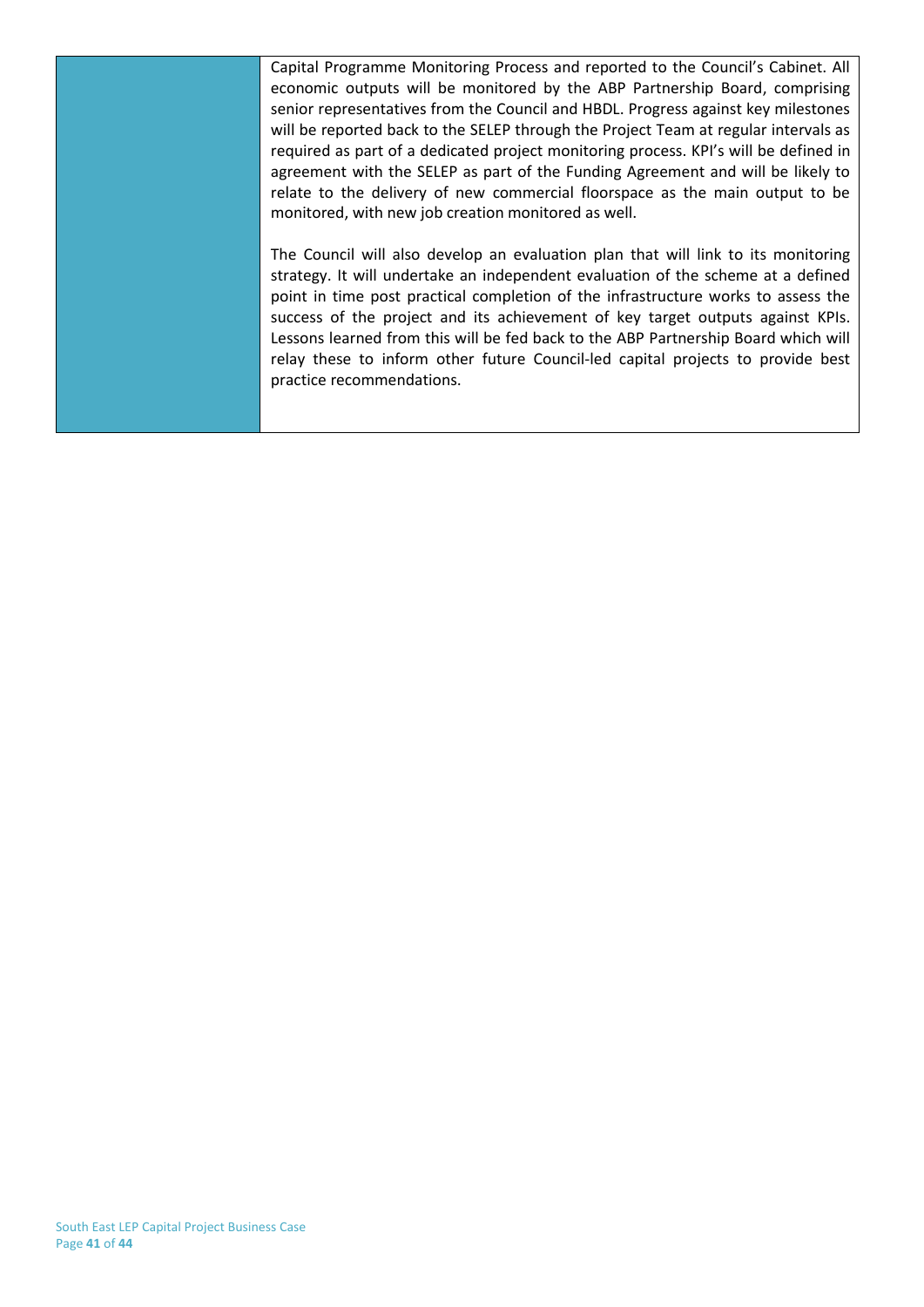| | |
|---|---|
| | Capital Programme Monitoring Process and reported to the Council's Cabinet. All economic outputs will be monitored by the ABP Partnership Board, comprising senior representatives from the Council and HBDL. Progress against key milestones will be reported back to the SELEP through the Project Team at regular intervals as required as part of a dedicated project monitoring process. KPI's will be defined in agreement with the SELEP as part of the Funding Agreement and will be likely to relate to the delivery of new commercial floorspace as the main output to be monitored, with new job creation monitored as well.<br><br>The Council will also develop an evaluation plan that will link to its monitoring strategy. It will undertake an independent evaluation of the scheme at a defined point in time post practical completion of the infrastructure works to assess the success of the project and its achievement of key target outputs against KPIs. Lessons learned from this will be fed back to the ABP Partnership Board which will relay these to inform other future Council-led capital projects to provide best practice recommendations. |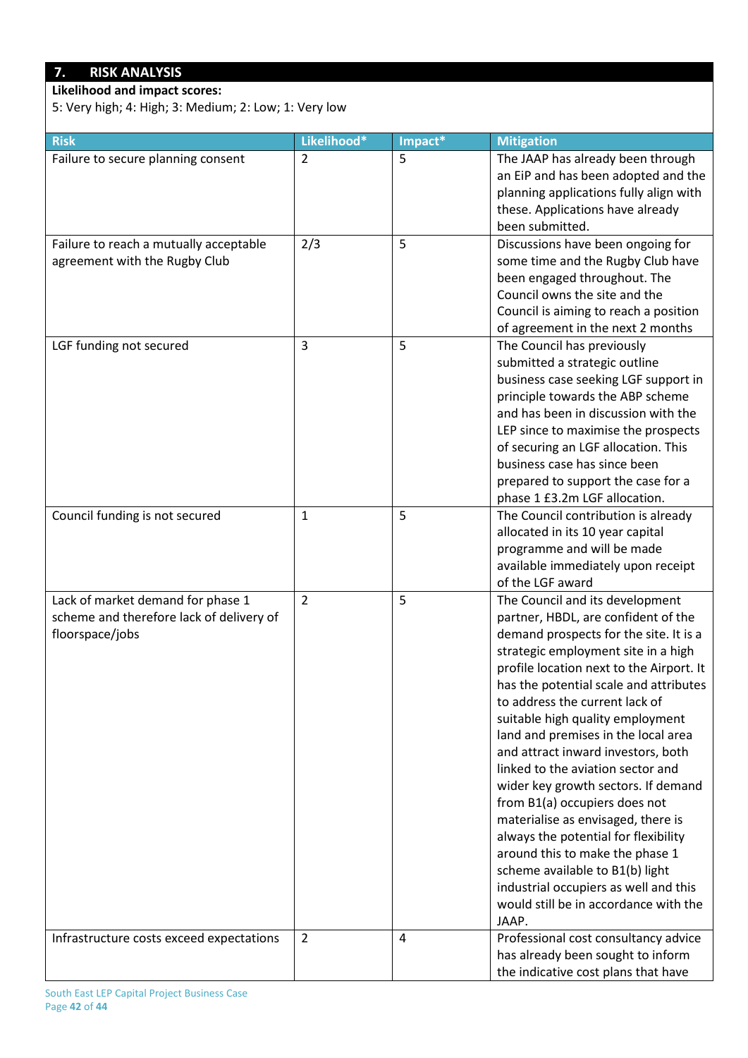## 7. RISK ANALYSIS

**Likelihood and impact scores:**
5: Very high; 4: High; 3: Medium; 2: Low; 1: Very low

| Risk | Likelihood* | Impact* | Mitigation |
|---|---|---|---|
| Failure to secure planning consent | 2 | 5 | The JAAP has already been through an EiP and has been adopted and the planning applications fully align with these. Applications have already been submitted. |
| Failure to reach a mutually acceptable agreement with the Rugby Club | 2/3 | 5 | Discussions have been ongoing for some time and the Rugby Club have been engaged throughout. The Council owns the site and the Council is aiming to reach a position of agreement in the next 2 months |
| LGF funding not secured | 3 | 5 | The Council has previously submitted a strategic outline business case seeking LGF support in principle towards the ABP scheme and has been in discussion with the LEP since to maximise the prospects of securing an LGF allocation. This business case has since been prepared to support the case for a phase 1 £3.2m LGF allocation. |
| Council funding is not secured | 1 | 5 | The Council contribution is already allocated in its 10 year capital programme and will be made available immediately upon receipt of the LGF award |
| Lack of market demand for phase 1 scheme and therefore lack of delivery of floorspace/jobs | 2 | 5 | The Council and its development partner, HBDL, are confident of the demand prospects for the site. It is a strategic employment site in a high profile location next to the Airport. It has the potential scale and attributes to address the current lack of suitable high quality employment land and premises in the local area and attract inward investors, both linked to the aviation sector and wider key growth sectors. If demand from B1(a) occupiers does not materialise as envisaged, there is always the potential for flexibility around this to make the phase 1 scheme available to B1(b) light industrial occupiers as well and this would still be in accordance with the JAAP. |
| Infrastructure costs exceed expectations | 2 | 4 | Professional cost consultancy advice has already been sought to inform the indicative cost plans that have |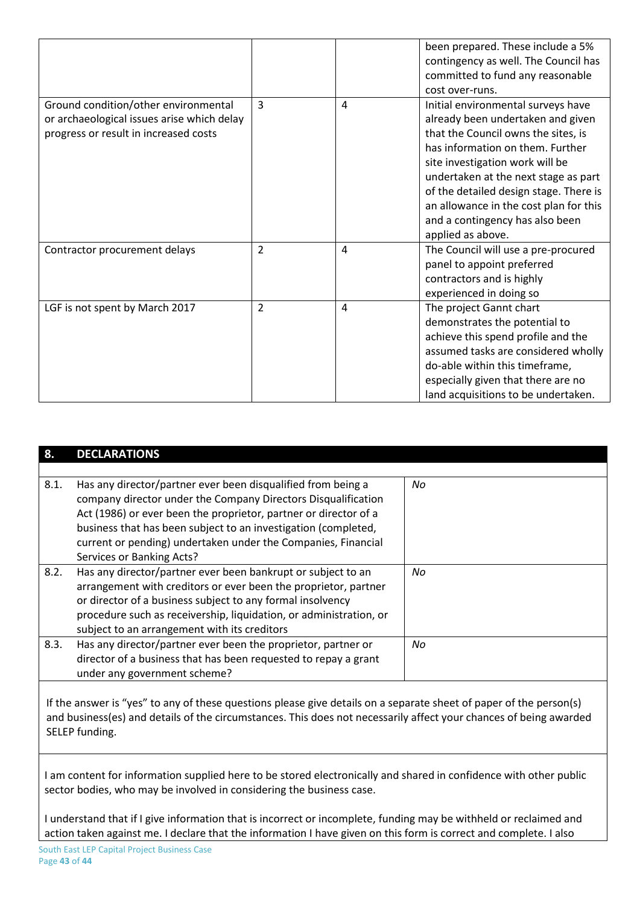| | | | |
|---|---|---|---|
| | | | been prepared. These include a 5% contingency as well. The Council has committed to fund any reasonable cost over-runs. |
| Ground condition/other environmental or archaeological issues arise which delay progress or result in increased costs | 3 | 4 | Initial environmental surveys have already been undertaken and given that the Council owns the sites, is has information on them. Further site investigation work will be undertaken at the next stage as part of the detailed design stage. There is an allowance in the cost plan for this and a contingency has also been applied as above. |
| Contractor procurement delays | 2 | 4 | The Council will use a pre-procured panel to appoint preferred contractors and is highly experienced in doing so |
| LGF is not spent by March 2017 | 2 | 4 | The project Gannt chart demonstrates the potential to achieve this spend profile and the assumed tasks are considered wholly do-able within this timeframe, especially given that there are no land acquisitions to be undertaken. |

## 8. DECLARATIONS

| | | |
|---|---|---|
| 8.1. | Has any director/partner ever been disqualified from being a company director under the Company Directors Disqualification Act (1986) or ever been the proprietor, partner or director of a business that has been subject to an investigation (completed, current or pending) undertaken under the Companies, Financial Services or Banking Acts? | *No* |
| 8.2. | Has any director/partner ever been bankrupt or subject to an arrangement with creditors or ever been the proprietor, partner or director of a business subject to any formal insolvency procedure such as receivership, liquidation, or administration, or subject to an arrangement with its creditors | *No* |
| 8.3. | Has any director/partner ever been the proprietor, partner or director of a business that has been requested to repay a grant under any government scheme? | *No* |

If the answer is "yes" to any of these questions please give details on a separate sheet of paper of the person(s) and business(es) and details of the circumstances. This does not necessarily affect your chances of being awarded SELEP funding.

I am content for information supplied here to be stored electronically and shared in confidence with other public sector bodies, who may be involved in considering the business case.

I understand that if I give information that is incorrect or incomplete, funding may be withheld or reclaimed and action taken against me. I declare that the information I have given on this form is correct and complete. I also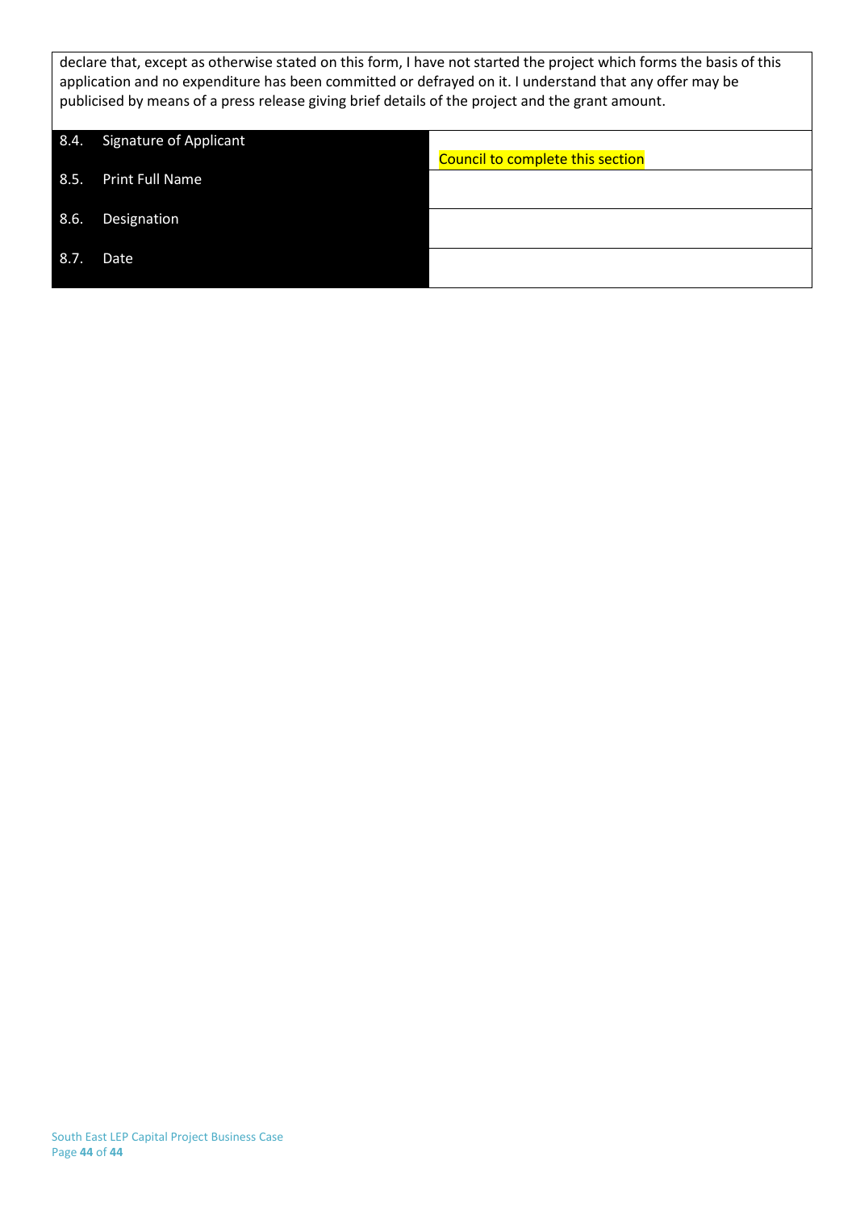declare that, except as otherwise stated on this form, I have not started the project which forms the basis of this application and no expenditure has been committed or defrayed on it. I understand that any offer may be publicised by means of a press release giving brief details of the project and the grant amount.

| | |
|---|---|
| 8.4. Signature of Applicant | Council to complete this section |
| 8.5. Print Full Name | |
| 8.6. Designation | |
| 8.7. Date | |